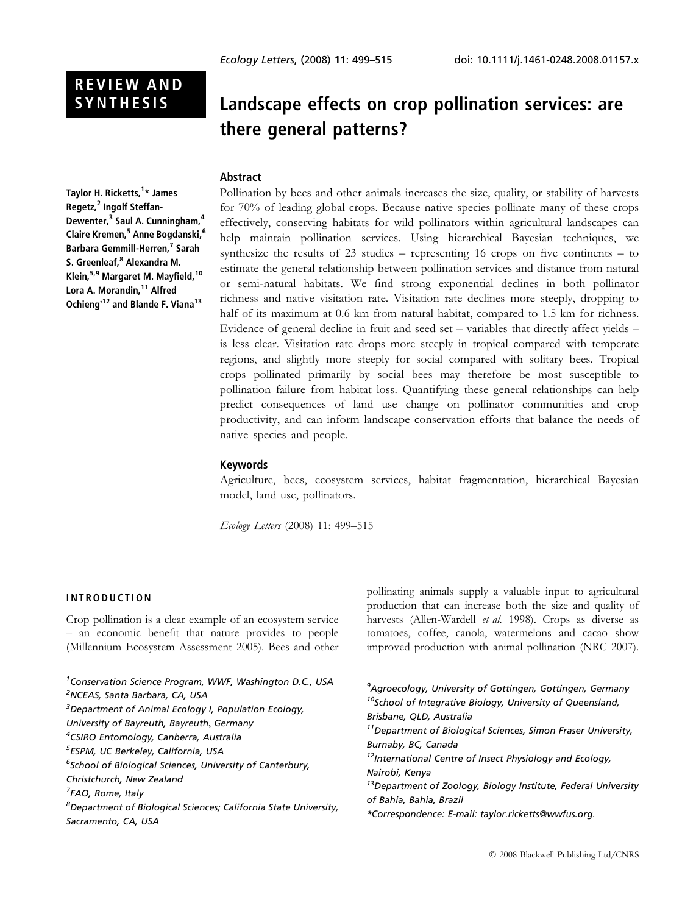REVIEW AND SYNTHESIS

# Landscape effects on crop pollination services: are there general patterns?

Taylor H. Ricketts,[1]* James Regetz,[2] Ingolf Steffan-Dewenter,[3] Saul A. Cunningham,[4] Claire Kremen,[5] Anne Bogdanski,[6] Barbara Gemmill-Herren,[7] Sarah S. Greenleaf,[8] Alexandra M. Klein,[5,9] Margaret M. Mayfield,[10] Lora A. Morandin,[11] Alfred Ochieng'[12] and Blande F. Viana[13]

## Abstract

Pollination by bees and other animals increases the size, quality, or stability of harvests for 70% of leading global crops. Because native species pollinate many of these crops effectively, conserving habitats for wild pollinators within agricultural landscapes can help maintain pollination services. Using hierarchical Bayesian techniques, we synthesize the results of 23 studies – representing 16 crops on five continents – to estimate the general relationship between pollination services and distance from natural or semi-natural habitats. We find strong exponential declines in both pollinator richness and native visitation rate. Visitation rate declines more steeply, dropping to half of its maximum at 0.6 km from natural habitat, compared to 1.5 km for richness. Evidence of general decline in fruit and seed set – variables that directly affect yields – is less clear. Visitation rate drops more steeply in tropical compared with temperate regions, and slightly more steeply for social compared with solitary bees. Tropical crops pollinated primarily by social bees may therefore be most susceptible to pollination failure from habitat loss. Quantifying these general relationships can help predict consequences of land use change on pollinator communities and crop productivity, and can inform landscape conservation efforts that balance the needs of native species and people.

### Keywords

Agriculture, bees, ecosystem services, habitat fragmentation, hierarchical Bayesian model, land use, pollinators.

## INTRODUCTION

Crop pollination is a clear example of an ecosystem service – an economic benefit that nature provides to people (Millennium Ecosystem Assessment 2005). Bees and other pollinating animals supply a valuable input to agricultural production that can increase both the size and quality of harvests (Allen-Wardell *et al.* 1998). Crops as diverse as tomatoes, coffee, canola, watermelons and cacao show improved production with animal pollination (NRC 2007).

[1]Conservation Science Program, WWF, Washington D.C., USA
[2]NCEAS, Santa Barbara, CA, USA
[3]Department of Animal Ecology I, Population Ecology, University of Bayreuth, Bayreuth, Germany
[4]CSIRO Entomology, Canberra, Australia
[5]ESPM, UC Berkeley, California, USA
[6]School of Biological Sciences, University of Canterbury, Christchurch, New Zealand
[7]FAO, Rome, Italy
[8]Department of Biological Sciences; California State University, Sacramento, CA, USA
[9]Agroecology, University of Gottingen, Gottingen, Germany
[10]School of Integrative Biology, University of Queensland, Brisbane, QLD, Australia
[11]Department of Biological Sciences, Simon Fraser University, Burnaby, BC, Canada
[12]International Centre of Insect Physiology and Ecology, Nairobi, Kenya
[13]Department of Zoology, Biology Institute, Federal University of Bahia, Bahia, Brazil
*Correspondence: E-mail: taylor.ricketts@wwfus.org.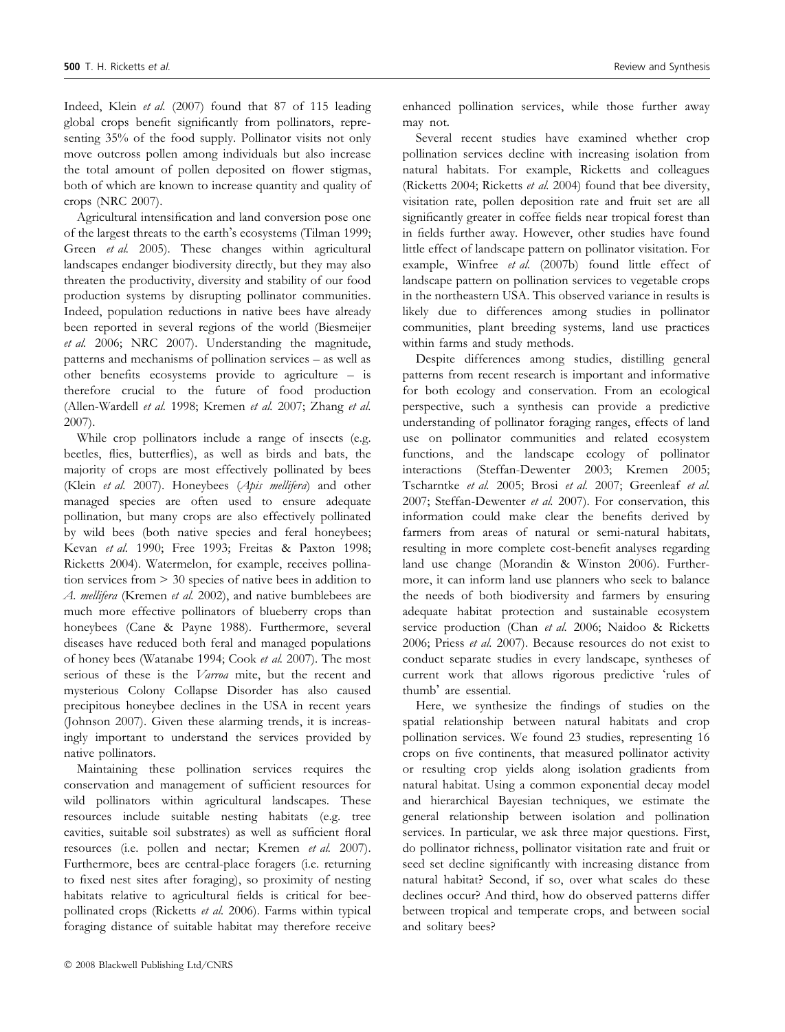Indeed, Klein *et al.* (2007) found that 87 of 115 leading global crops benefit significantly from pollinators, representing 35% of the food supply. Pollinator visits not only move outcross pollen among individuals but also increase the total amount of pollen deposited on flower stigmas, both of which are known to increase quantity and quality of crops (NRC 2007).

Agricultural intensification and land conversion pose one of the largest threats to the earth's ecosystems (Tilman 1999; Green *et al.* 2005). These changes within agricultural landscapes endanger biodiversity directly, but they may also threaten the productivity, diversity and stability of our food production systems by disrupting pollinator communities. Indeed, population reductions in native bees have already been reported in several regions of the world (Biesmeijer *et al.* 2006; NRC 2007). Understanding the magnitude, patterns and mechanisms of pollination services – as well as other benefits ecosystems provide to agriculture – is therefore crucial to the future of food production (Allen-Wardell *et al.* 1998; Kremen *et al.* 2007; Zhang *et al.* 2007).

While crop pollinators include a range of insects (e.g. beetles, flies, butterflies), as well as birds and bats, the majority of crops are most effectively pollinated by bees (Klein *et al.* 2007). Honeybees (*Apis mellifera*) and other managed species are often used to ensure adequate pollination, but many crops are also effectively pollinated by wild bees (both native species and feral honeybees; Kevan *et al.* 1990; Free 1993; Freitas & Paxton 1998; Ricketts 2004). Watermelon, for example, receives pollination services from > 30 species of native bees in addition to *A. mellifera* (Kremen *et al.* 2002), and native bumblebees are much more effective pollinators of blueberry crops than honeybees (Cane & Payne 1988). Furthermore, several diseases have reduced both feral and managed populations of honey bees (Watanabe 1994; Cook *et al.* 2007). The most serious of these is the *Varroa* mite, but the recent and mysterious Colony Collapse Disorder has also caused precipitous honeybee declines in the USA in recent years (Johnson 2007). Given these alarming trends, it is increasingly important to understand the services provided by native pollinators.

Maintaining these pollination services requires the conservation and management of sufficient resources for wild pollinators within agricultural landscapes. These resources include suitable nesting habitats (e.g. tree cavities, suitable soil substrates) as well as sufficient floral resources (i.e. pollen and nectar; Kremen *et al.* 2007). Furthermore, bees are central-place foragers (i.e. returning to fixed nest sites after foraging), so proximity of nesting habitats relative to agricultural fields is critical for bee-pollinated crops (Ricketts *et al.* 2006). Farms within typical foraging distance of suitable habitat may therefore receive enhanced pollination services, while those further away may not.

Several recent studies have examined whether crop pollination services decline with increasing isolation from natural habitats. For example, Ricketts and colleagues (Ricketts 2004; Ricketts *et al.* 2004) found that bee diversity, visitation rate, pollen deposition rate and fruit set are all significantly greater in coffee fields near tropical forest than in fields further away. However, other studies have found little effect of landscape pattern on pollinator visitation. For example, Winfree *et al.* (2007b) found little effect of landscape pattern on pollination services to vegetable crops in the northeastern USA. This observed variance in results is likely due to differences among studies in pollinator communities, plant breeding systems, land use practices within farms and study methods.

Despite differences among studies, distilling general patterns from recent research is important and informative for both ecology and conservation. From an ecological perspective, such a synthesis can provide a predictive understanding of pollinator foraging ranges, effects of land use on pollinator communities and related ecosystem functions, and the landscape ecology of pollinator interactions (Steffan-Dewenter 2003; Kremen 2005; Tscharntke *et al.* 2005; Brosi *et al.* 2007; Greenleaf *et al.* 2007; Steffan-Dewenter *et al.* 2007). For conservation, this information could make clear the benefits derived by farmers from areas of natural or semi-natural habitats, resulting in more complete cost-benefit analyses regarding land use change (Morandin & Winston 2006). Furthermore, it can inform land use planners who seek to balance the needs of both biodiversity and farmers by ensuring adequate habitat protection and sustainable ecosystem service production (Chan *et al.* 2006; Naidoo & Ricketts 2006; Priess *et al.* 2007). Because resources do not exist to conduct separate studies in every landscape, syntheses of current work that allows rigorous predictive 'rules of thumb' are essential.

Here, we synthesize the findings of studies on the spatial relationship between natural habitats and crop pollination services. We found 23 studies, representing 16 crops on five continents, that measured pollinator activity or resulting crop yields along isolation gradients from natural habitat. Using a common exponential decay model and hierarchical Bayesian techniques, we estimate the general relationship between isolation and pollination services. In particular, we ask three major questions. First, do pollinator richness, pollinator visitation rate and fruit or seed set decline significantly with increasing distance from natural habitat? Second, if so, over what scales do these declines occur? And third, how do observed patterns differ between tropical and temperate crops, and between social and solitary bees?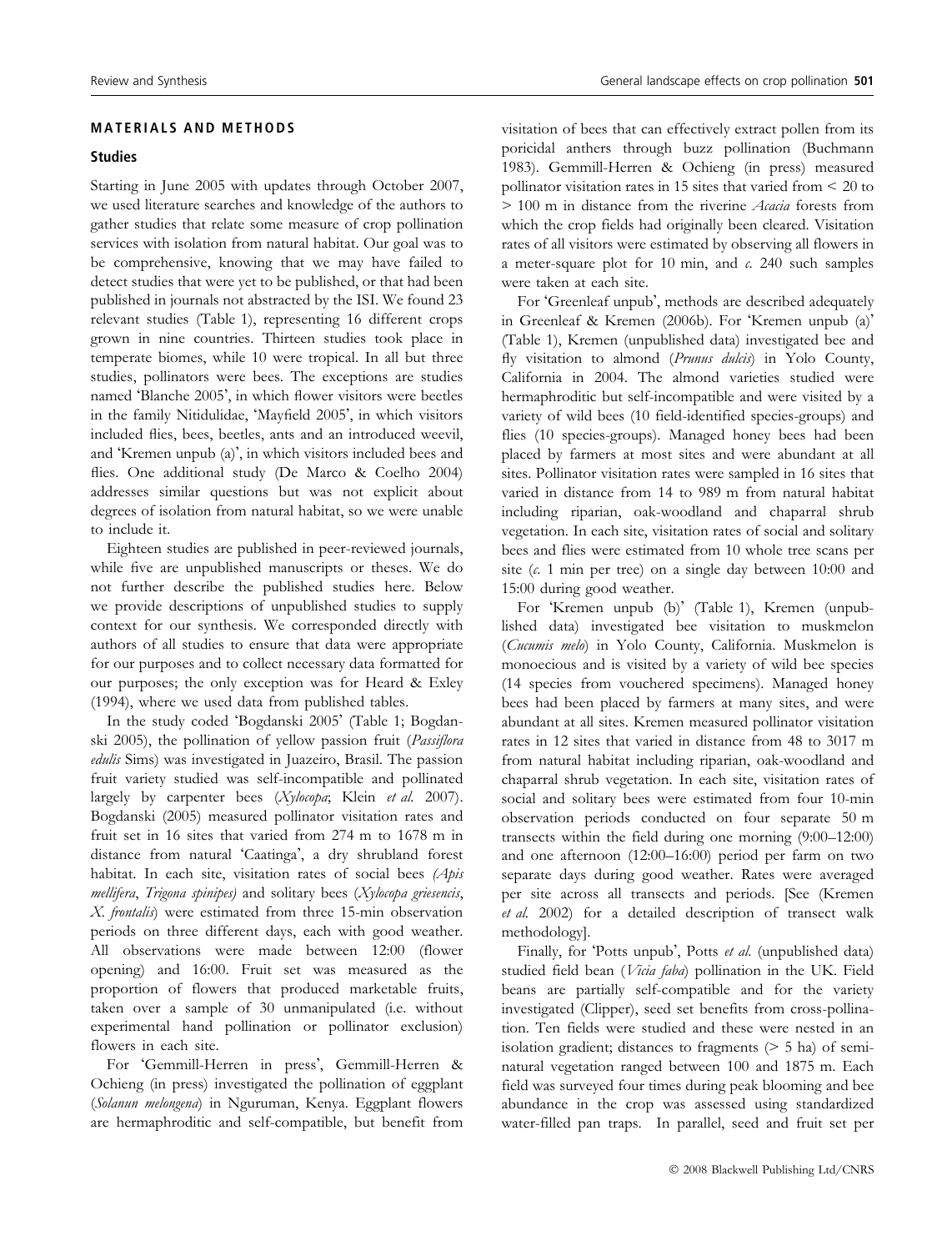## MATERIALS AND METHODS

### Studies

Starting in June 2005 with updates through October 2007, we used literature searches and knowledge of the authors to gather studies that relate some measure of crop pollination services with isolation from natural habitat. Our goal was to be comprehensive, knowing that we may have failed to detect studies that were yet to be published, or that had been published in journals not abstracted by the ISI. We found 23 relevant studies (Table 1), representing 16 different crops grown in nine countries. Thirteen studies took place in temperate biomes, while 10 were tropical. In all but three studies, pollinators were bees. The exceptions are studies named 'Blanche 2005', in which flower visitors were beetles in the family Nitidulidae, 'Mayfield 2005', in which visitors included flies, bees, beetles, ants and an introduced weevil, and 'Kremen unpub (a)', in which visitors included bees and flies. One additional study (De Marco & Coelho 2004) addresses similar questions but was not explicit about degrees of isolation from natural habitat, so we were unable to include it.

Eighteen studies are published in peer-reviewed journals, while five are unpublished manuscripts or theses. We do not further describe the published studies here. Below we provide descriptions of unpublished studies to supply context for our synthesis. We corresponded directly with authors of all studies to ensure that data were appropriate for our purposes and to collect necessary data formatted for our purposes; the only exception was for Heard & Exley (1994), where we used data from published tables.

In the study coded 'Bogdanski 2005' (Table 1; Bogdanski 2005), the pollination of yellow passion fruit (*Passiflora edulis* Sims) was investigated in Juazeiro, Brasil. The passion fruit variety studied was self-incompatible and pollinated largely by carpenter bees (*Xylocopa*; Klein *et al.* 2007). Bogdanski (2005) measured pollinator visitation rates and fruit set in 16 sites that varied from 274 m to 1678 m in distance from natural 'Caatinga', a dry shrubland forest habitat. In each site, visitation rates of social bees *(Apis mellifera*, *Trigona spinipes)* and solitary bees (*Xylocopa griesencis*, *X. frontalis*) were estimated from three 15-min observation periods on three different days, each with good weather. All observations were made between 12:00 (flower opening) and 16:00. Fruit set was measured as the proportion of flowers that produced marketable fruits, taken over a sample of 30 unmanipulated (i.e. without experimental hand pollination or pollinator exclusion) flowers in each site.

For 'Gemmill-Herren in press', Gemmill-Herren & Ochieng (in press) investigated the pollination of eggplant (*Solanun melongena*) in Nguruman, Kenya. Eggplant flowers are hermaphroditic and self-compatible, but benefit from visitation of bees that can effectively extract pollen from its poricidal anthers through buzz pollination (Buchmann 1983). Gemmill-Herren & Ochieng (in press) measured pollinator visitation rates in 15 sites that varied from < 20 to > 100 m in distance from the riverine *Acacia* forests from which the crop fields had originally been cleared. Visitation rates of all visitors were estimated by observing all flowers in a meter-square plot for 10 min, and *c.* 240 such samples were taken at each site.

For 'Greenleaf unpub', methods are described adequately in Greenleaf & Kremen (2006b). For 'Kremen unpub (a)' (Table 1), Kremen (unpublished data) investigated bee and fly visitation to almond (*Prunus dulcis*) in Yolo County, California in 2004. The almond varieties studied were hermaphroditic but self-incompatible and were visited by a variety of wild bees (10 field-identified species-groups) and flies (10 species-groups). Managed honey bees had been placed by farmers at most sites and were abundant at all sites. Pollinator visitation rates were sampled in 16 sites that varied in distance from 14 to 989 m from natural habitat including riparian, oak-woodland and chaparral shrub vegetation. In each site, visitation rates of social and solitary bees and flies were estimated from 10 whole tree scans per site (*c.* 1 min per tree) on a single day between 10:00 and 15:00 during good weather.

For 'Kremen unpub (b)' (Table 1), Kremen (unpublished data) investigated bee visitation to muskmelon (*Cucumis melo*) in Yolo County, California. Muskmelon is monoecious and is visited by a variety of wild bee species (14 species from vouchered specimens). Managed honey bees had been placed by farmers at many sites, and were abundant at all sites. Kremen measured pollinator visitation rates in 12 sites that varied in distance from 48 to 3017 m from natural habitat including riparian, oak-woodland and chaparral shrub vegetation. In each site, visitation rates of social and solitary bees were estimated from four 10-min observation periods conducted on four separate 50 m transects within the field during one morning (9:00–12:00) and one afternoon (12:00–16:00) period per farm on two separate days during good weather. Rates were averaged per site across all transects and periods. [See (Kremen *et al.* 2002) for a detailed description of transect walk methodology].

Finally, for 'Potts unpub', Potts *et al.* (unpublished data) studied field bean (*Vicia faba*) pollination in the UK. Field beans are partially self-compatible and for the variety investigated (Clipper), seed set benefits from cross-pollination. Ten fields were studied and these were nested in an isolation gradient; distances to fragments (> 5 ha) of semi-natural vegetation ranged between 100 and 1875 m. Each field was surveyed four times during peak blooming and bee abundance in the crop was assessed using standardized water-filled pan traps. In parallel, seed and fruit set per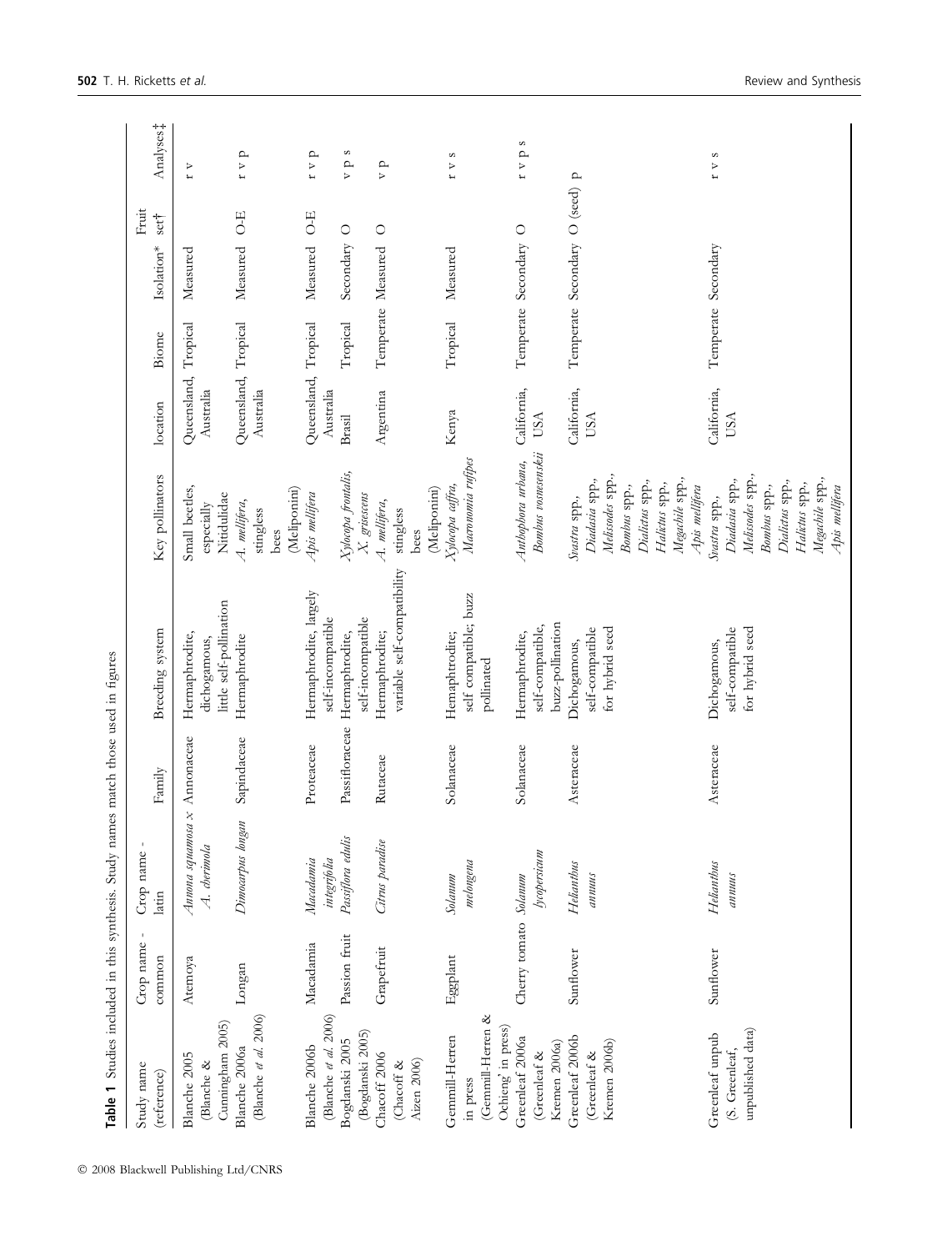**Table 1** Studies included in this synthesis. Study names match those used in figures

| Study name (reference) | Crop name - common | Crop name - latin | Family | Breeding system | Key pollinators | location | Biome | Isolation* | Fruit set† | Analyses‡ |
|---|---|---|---|---|---|---|---|---|---|---|
| Blanche 2005 (Blanche & Cunningham 2005) | Atemoya | *Annona squamosa x A. cherimola* | Annonaceae | Hermaphrodite, dichogamous, little self-pollination | Small beetles, especially Nitidulidae | Queensland, Australia | Tropical | Measured | | r v |
| Blanche 2006a (Blanche *et al.* 2006) | Longan | *Dimocarpus longan* | Sapindaceae | Hermaphrodite | *A. mellifera*, stingless bees (Meliponini) | Queensland, Australia | Tropical | Measured | O-E | r v p |
| Blanche 2006b (Blanche *et al.* 2006) | Macadamia | *Macadamia integrifolia* | Proteaceae | Hermaphrodite, largely self-incompatible | *Apis mellifera* | Queensland, Australia | Tropical | Measured | O-E | r v p |
| Bogdanski 2005 (Bogdanski 2005) | Passion fruit | *Passiflora edulis* | Passifloraceae | Hermaphrodite, self-incompatible | *Xylocopa frontalis*, *X. grisescens* | Brasil | Tropical | Secondary | O | v p s |
| Chacoff 2006 (Chacoff & Aizen 2006) | Grapefruit | *Citrus paradise* | Rutaceae | Hermaphrodite; variable self-compatibility | *A. mellifera*, stingless bees (Meliponini) | Argentina | Temperate | Measured | O | v p |
| Gemmill-Herren in press (Gemmill-Herren & Ochieng' in press) | Eggplant | *Solanum melongena* | Solanaceae | Hemaphtrodite; self compatible; buzz pollinated | *Xylocopa caffra*, *Macronomia rufipes* | Kenya | Tropical | Measured | | r v s |
| Greenleaf 2006a (Greenleaf & Kremen 2006a) | Cherry tomato | *Solanum lycopersicum* | Solanaceae | Hermaphrodite, self-compatible, buzz-pollination | *Anthophora urbana*, *Bombus vosnesenskii* | California, USA | Temperate | Secondary | O | r v p s |
| Greenleaf 2006b (Greenleaf & Kremen 2006b) | Sunflower | *Helianthus annuus* | Asteraceae | Dichogamous, self-compatible for hybrid seed | *Svastra* spp., *Diadasia* spp., *Melissodes* spp., *Bombus* spp., *Dialictus* spp., *Halictus* spp., *Megachile* spp., *Apis mellifera* | California, USA | Temperate | Secondary | O (seed) | p |
| Greenleaf unpub (S. Greenleaf, unpublished data) | Sunflower | *Helianthus annuus* | Asteraceae | Dichogamous, self-compatible for hybrid seed | *Svastra* spp., *Diadasia* spp., *Melissodes* spp., *Bombus* spp., *Dialictus* spp., *Halictus* spp., *Megachile* spp., *Apis mellifera* | California, USA | Temperate | Secondary | | r v s |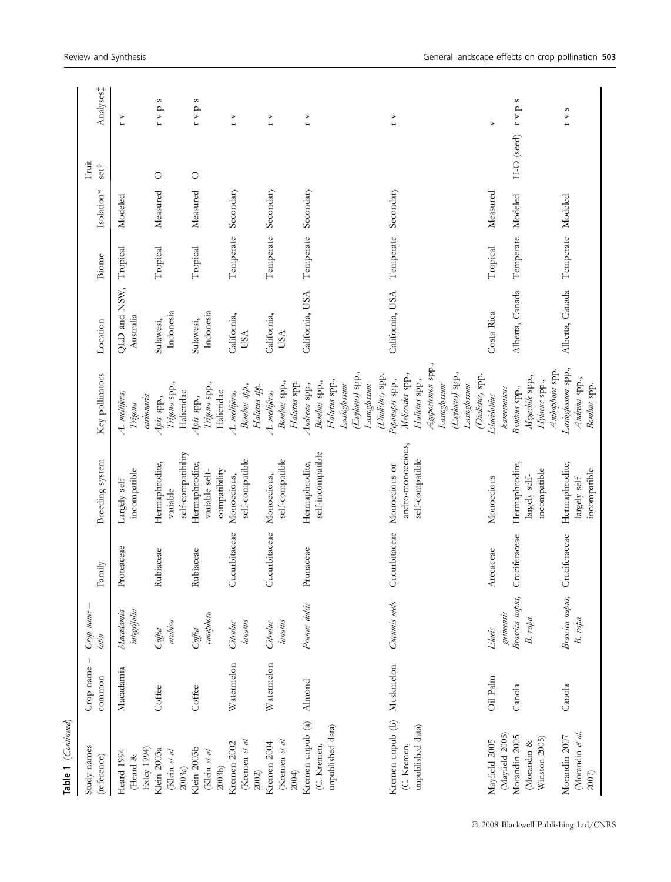**Table 1** (*Continued*)

| Study names (reference) | Crop name – common | Crop name – latin | Family | Breeding system | Key pollinators | Location | Biome | Isolation* | Fruit set† | Analyses‡ |
|---|---|---|---|---|---|---|---|---|---|---|
| Heard 1994 (Heard & Exley 1994) | Macadamia | *Macadamia integrifolia* | Proteaceae | Largely self incompatible | *A. mellifera*, *Trigona carbonaria* | QLD and NSW, Australia | Tropical | Modeled | | r v |
| Klein 2003a (Klein *et al.* 2003a) | Coffee | *Coffea arabica* | Rubiaceae | Hermaphrodite, variable self-compatibility | *Apis* spp., *Trigona* spp., Halictidae | Sulawesi, Indonesia | Tropical | Measured | O | r v p s |
| Klein 2003b (Klein *et al.* 2003b) | Coffee | *Coffea canephora* | Rubiaceae | Hermaphrodite, variable self-compatibility | *Apis* spp., *Trigona* spp., Halictidae | Sulawesi, Indonesia | Tropical | Measured | O | r v p s |
| Kremen 2002 (Kremen *et al.* 2002) | Watermelon | *Citrulus lanatus* | Cucurbitaceae | Monoecious, self-compatible | *A. mellifera*, *Bombus spp*, *Halictus spp.* | California, USA | Temperate | Secondary | | r v |
| Kremen 2004 (Kremen *et al.* 2004) | Watermelon | *Citrulus lanatus* | Cucurbitaceae | Monoecious, self-compatible | *A. mellifera*, *Bombus* spp., *Halictus* spp. | California, USA | Temperate | Secondary | | r v |
| Kremen unpub (a) (C. Kremen, unpublished data) | Almond | *Prunus dulcis* | Prunaceae | Hermaphrodite, self-incompatible | *Andrena* spp., *Bombus* spp., *Halictus* spp., *Lasioglossum* (*Evylaeus*) spp., *Lasioglossum* (*Dialictus*) spp. | California, USA | Temperate | Secondary | | r v |
| Kremen unpub (b) (C. Kremen, unpublished data) | Muskmelon | *Cucumis melo* | Cucurbitaceae | Monoecious or andro-monoecious, self-compatible | *Peponapis* spp., *Melissodes* spp., *Halictus* spp., *Agapostemon* spp., *Lasioglossum* (*Evylaeus*) spp., *Lasioglossum* (*Dialictus*) spp. | California, USA | Temperate | Secondary | | r v |
| Mayfield 2005 (Mayfield 2005) | Oil Palm | *Elaeis guineensis* | Arecaceae | Monoecious | *Elaeidobius kamerunicus* | Costa Rica | Tropical | Measured | | v |
| Morandin 2005 (Morandin & Winston 2005) | Canola | *Brassica napus*, *B. rapa* | Cruciferaceae | Hermaphrodite, largely self-incompatible | *Bombus* spp., *Megachile* spp., *Hylaeus* spp., *Anthophora* spp. | Alberta, Canada | Temperate | Modeled | H-O (seed) | r v p s |
| Morandin 2007 (Morandin *et al.* 2007) | Canola | *Brassica napus*, *B. rapa* | Cruciferaceae | Hermaphrodite, largely self-incompatible | *Lasioglossum* spp., *Andrena* spp., *Bombus* spp. | Alberta, Canada | Temperate | Modeled | | r v s |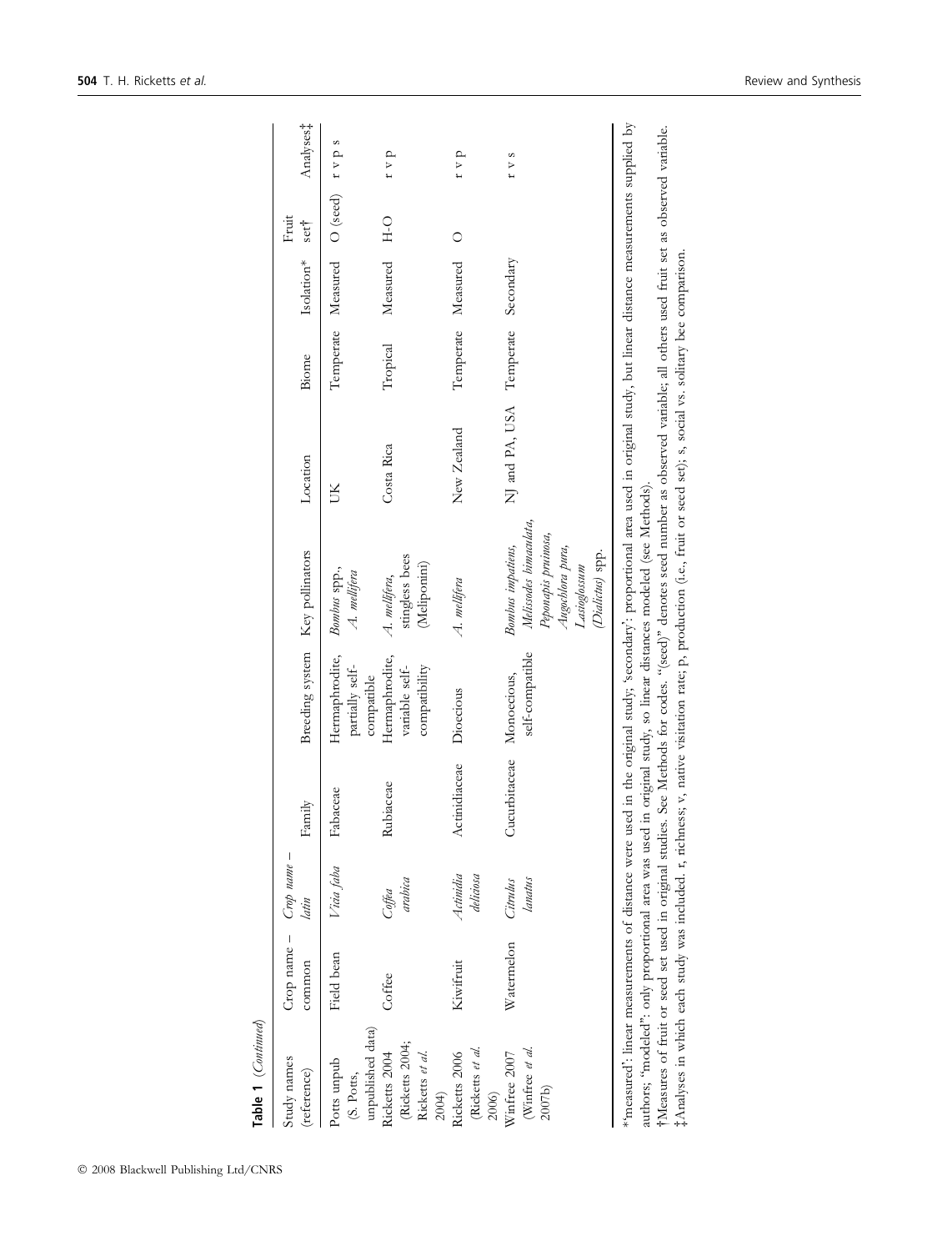**Table 1** (*Continued*)

| Study names (reference) | Crop name – common | Crop name – latin | Family | Breeding system | Key pollinators | Location | Biome | Isolation* | Fruit set† | Analyses‡ |
|---|---|---|---|---|---|---|---|---|---|---|
| Potts unpub (S. Potts, unpublished data) | Field bean | *Vicia faba* | Fabaceae | Hermaphrodite, partially self-compatible | *Bombus* spp., *A. mellifera* | UK | Temperate | Measured | O (seed) | r v p s |
| Ricketts 2004 (Ricketts 2004; Ricketts *et al.* 2004) | Coffee | *Coffea arabica* | Rubiaceae | Hermaphrodite, variable self-compatibility | *A. mellifera*, stingless bees (Meliponini) | Costa Rica | Tropical | Measured | H-O | r v p |
| Ricketts 2006 (Ricketts *et al.* 2006) | Kiwifruit | *Actinidia deliciosa* | Actinidiaceae | Dioecious | *A. mellifera* | New Zealand | Temperate | Measured | O | r v p |
| Winfree 2007 (Winfree *et al.* 2007b) | Watermelon | *Citrulus lanatus* | Cucurbitaceae | Monoecious, self-compatible | *Bombus impatiens*, *Melissodes bimaculata*, *Peponapis pruinosa*, *Augochlora pura*, *Lasioglossum* (*Dialictus*) spp. | NJ and PA, USA | Temperate | Secondary | | r v s |

*'measured': linear measurements of distance were used in the original study; 'secondary': proportional area used in original study, but linear distance measurements supplied by authors; "modeled": only proportional area was used in original study, so linear distances modeled (see Methods).

†Measures of fruit or seed set used in original studies. See Methods for codes. "(seed)" denotes seed number as observed variable; all others used fruit set as observed variable.

‡Analyses in which each study was included. r, richness; v, native visitation rate; p, production (i.e., fruit or seed set); s, social vs. solitary bee comparison.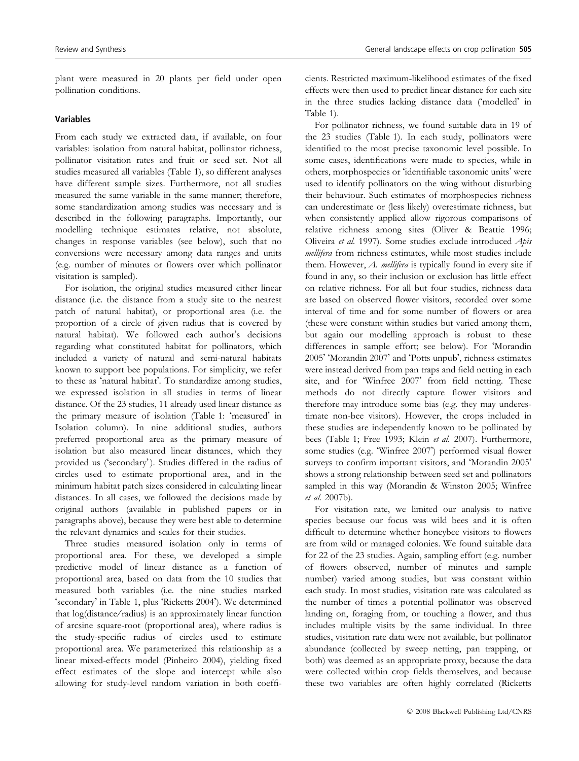plant were measured in 20 plants per field under open pollination conditions.

### Variables

From each study we extracted data, if available, on four variables: isolation from natural habitat, pollinator richness, pollinator visitation rates and fruit or seed set. Not all studies measured all variables (Table 1), so different analyses have different sample sizes. Furthermore, not all studies measured the same variable in the same manner; therefore, some standardization among studies was necessary and is described in the following paragraphs. Importantly, our modelling technique estimates relative, not absolute, changes in response variables (see below), such that no conversions were necessary among data ranges and units (e.g. number of minutes or flowers over which pollinator visitation is sampled).

For isolation, the original studies measured either linear distance (i.e. the distance from a study site to the nearest patch of natural habitat), or proportional area (i.e. the proportion of a circle of given radius that is covered by natural habitat). We followed each author's decisions regarding what constituted habitat for pollinators, which included a variety of natural and semi-natural habitats known to support bee populations. For simplicity, we refer to these as 'natural habitat'. To standardize among studies, we expressed isolation in all studies in terms of linear distance. Of the 23 studies, 11 already used linear distance as the primary measure of isolation (Table 1: 'measured' in Isolation column). In nine additional studies, authors preferred proportional area as the primary measure of isolation but also measured linear distances, which they provided us ('secondary'). Studies differed in the radius of circles used to estimate proportional area, and in the minimum habitat patch sizes considered in calculating linear distances. In all cases, we followed the decisions made by original authors (available in published papers or in paragraphs above), because they were best able to determine the relevant dynamics and scales for their studies.

Three studies measured isolation only in terms of proportional area. For these, we developed a simple predictive model of linear distance as a function of proportional area, based on data from the 10 studies that measured both variables (i.e. the nine studies marked 'secondary' in Table 1, plus 'Ricketts 2004'). We determined that log(distance/radius) is an approximately linear function of arcsine square-root (proportional area), where radius is the study-specific radius of circles used to estimate proportional area. We parameterized this relationship as a linear mixed-effects model (Pinheiro 2004), yielding fixed effect estimates of the slope and intercept while also allowing for study-level random variation in both coefficients. Restricted maximum-likelihood estimates of the fixed effects were then used to predict linear distance for each site in the three studies lacking distance data ('modelled' in Table 1).

For pollinator richness, we found suitable data in 19 of the 23 studies (Table 1). In each study, pollinators were identified to the most precise taxonomic level possible. In some cases, identifications were made to species, while in others, morphospecies or 'identifiable taxonomic units' were used to identify pollinators on the wing without disturbing their behaviour. Such estimates of morphospecies richness can underestimate or (less likely) overestimate richness, but when consistently applied allow rigorous comparisons of relative richness among sites (Oliver & Beattie 1996; Oliveira *et al.* 1997). Some studies exclude introduced *Apis mellifera* from richness estimates, while most studies include them. However, *A. mellifera* is typically found in every site if found in any, so their inclusion or exclusion has little effect on relative richness. For all but four studies, richness data are based on observed flower visitors, recorded over some interval of time and for some number of flowers or area (these were constant within studies but varied among them, but again our modelling approach is robust to these differences in sample effort; see below). For 'Morandin 2005' 'Morandin 2007' and 'Potts unpub', richness estimates were instead derived from pan traps and field netting in each site, and for 'Winfree 2007' from field netting. These methods do not directly capture flower visitors and therefore may introduce some bias (e.g. they may underestimate non-bee visitors). However, the crops included in these studies are independently known to be pollinated by bees (Table 1; Free 1993; Klein *et al.* 2007). Furthermore, some studies (e.g. 'Winfree 2007') performed visual flower surveys to confirm important visitors, and 'Morandin 2005' shows a strong relationship between seed set and pollinators sampled in this way (Morandin & Winston 2005; Winfree *et al.* 2007b).

For visitation rate, we limited our analysis to native species because our focus was wild bees and it is often difficult to determine whether honeybee visitors to flowers are from wild or managed colonies. We found suitable data for 22 of the 23 studies. Again, sampling effort (e.g. number of flowers observed, number of minutes and sample number) varied among studies, but was constant within each study. In most studies, visitation rate was calculated as the number of times a potential pollinator was observed landing on, foraging from, or touching a flower, and thus includes multiple visits by the same individual. In three studies, visitation rate data were not available, but pollinator abundance (collected by sweep netting, pan trapping, or both) was deemed as an appropriate proxy, because the data were collected within crop fields themselves, and because these two variables are often highly correlated (Ricketts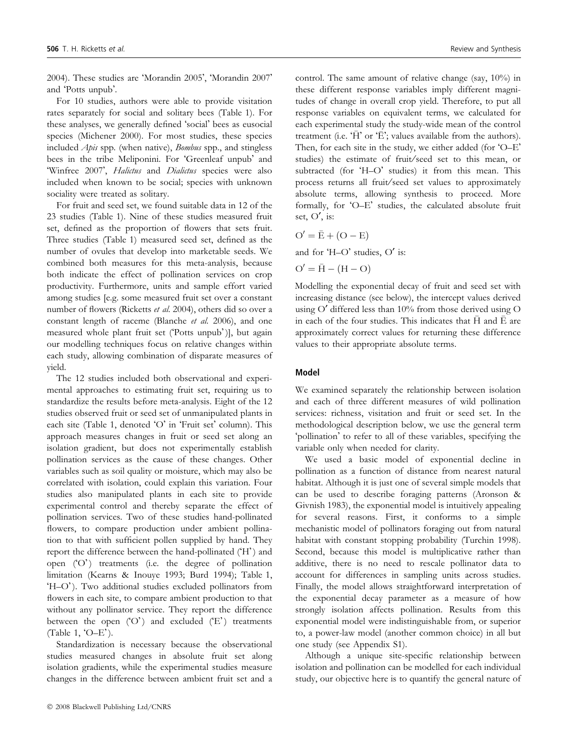2004). These studies are 'Morandin 2005', 'Morandin 2007' and 'Potts unpub'.

For 10 studies, authors were able to provide visitation rates separately for social and solitary bees (Table 1). For these analyses, we generally defined 'social' bees as eusocial species (Michener 2000). For most studies, these species included *Apis* spp. (when native), *Bombus* spp., and stingless bees in the tribe Meliponini. For 'Greenleaf unpub' and 'Winfree 2007', *Halictus* and *Dialictus* species were also included when known to be social; species with unknown sociality were treated as solitary.

For fruit and seed set, we found suitable data in 12 of the 23 studies (Table 1). Nine of these studies measured fruit set, defined as the proportion of flowers that sets fruit. Three studies (Table 1) measured seed set, defined as the number of ovules that develop into marketable seeds. We combined both measures for this meta-analysis, because both indicate the effect of pollination services on crop productivity. Furthermore, units and sample effort varied among studies [e.g. some measured fruit set over a constant number of flowers (Ricketts *et al.* 2004), others did so over a constant length of raceme (Blanche *et al.* 2006), and one measured whole plant fruit set ('Potts unpub')], but again our modelling techniques focus on relative changes within each study, allowing combination of disparate measures of yield.

The 12 studies included both observational and experimental approaches to estimating fruit set, requiring us to standardize the results before meta-analysis. Eight of the 12 studies observed fruit or seed set of unmanipulated plants in each site (Table 1, denoted 'O' in 'Fruit set' column). This approach measures changes in fruit or seed set along an isolation gradient, but does not experimentally establish pollination services as the cause of these changes. Other variables such as soil quality or moisture, which may also be correlated with isolation, could explain this variation. Four studies also manipulated plants in each site to provide experimental control and thereby separate the effect of pollination services. Two of these studies hand-pollinated flowers, to compare production under ambient pollination to that with sufficient pollen supplied by hand. They report the difference between the hand-pollinated ('H') and open ('O') treatments (i.e. the degree of pollination limitation (Kearns & Inouye 1993; Burd 1994); Table 1, 'H–O'). Two additional studies excluded pollinators from flowers in each site, to compare ambient production to that without any pollinator service. They report the difference between the open ('O') and excluded ('E') treatments (Table 1, 'O–E').

Standardization is necessary because the observational studies measured changes in absolute fruit set along isolation gradients, while the experimental studies measure changes in the difference between ambient fruit set and a control. The same amount of relative change (say, 10%) in these different response variables imply different magnitudes of change in overall crop yield. Therefore, to put all response variables on equivalent terms, we calculated for each experimental study the study-wide mean of the control treatment (i.e. '$\bar{\mathrm{H}}$' or '$\bar{\mathrm{E}}$'; values available from the authors). Then, for each site in the study, we either added (for 'O–E' studies) the estimate of fruit/seed set to this mean, or subtracted (for 'H–O' studies) it from this mean. This process returns all fruit/seed set values to approximately absolute terms, allowing synthesis to proceed. More formally, for 'O–E' studies, the calculated absolute fruit set, $\mathrm{O}'$, is:

$$\mathrm{O}' = \bar{\mathrm{E}} + (\mathrm{O} - \mathrm{E})$$

and for 'H–O' studies, $\mathrm{O}'$ is:

$$\mathrm{O}' = \bar{\mathrm{H}} - (\mathrm{H} - \mathrm{O})$$

Modelling the exponential decay of fruit and seed set with increasing distance (see below), the intercept values derived using $\mathrm{O}'$ differed less than 10% from those derived using O in each of the four studies. This indicates that $\bar{\mathrm{H}}$ and $\bar{\mathrm{E}}$ are approximately correct values for returning these difference values to their appropriate absolute terms.

## Model

We examined separately the relationship between isolation and each of three different measures of wild pollination services: richness, visitation and fruit or seed set. In the methodological description below, we use the generic term 'pollination' to refer to all of these variables, specifying the variable only when needed for clarity.

We used a basic model of exponential decline in pollination as a function of distance from nearest natural habitat. Although it is just one of several simple models that can be used to describe foraging patterns (Aronson & Givnish 1983), the exponential model is intuitively appealing for several reasons. First, it conforms to a simple mechanistic model of pollinators foraging out from natural habitat with constant stopping probability (Turchin 1998). Second, because this model is multiplicative rather than additive, there is no need to rescale pollinator data to account for differences in sampling units across studies. Finally, the model allows straightforward interpretation of the exponential decay parameter as a measure of how strongly isolation affects pollination. Results from this exponential model were indistinguishable from, or superior to, a power-law model (another common choice) in all but one study (see Appendix S1).

Although a unique site-specific relationship between isolation and pollination can be modelled for each individual study, our objective here is to quantify the general nature of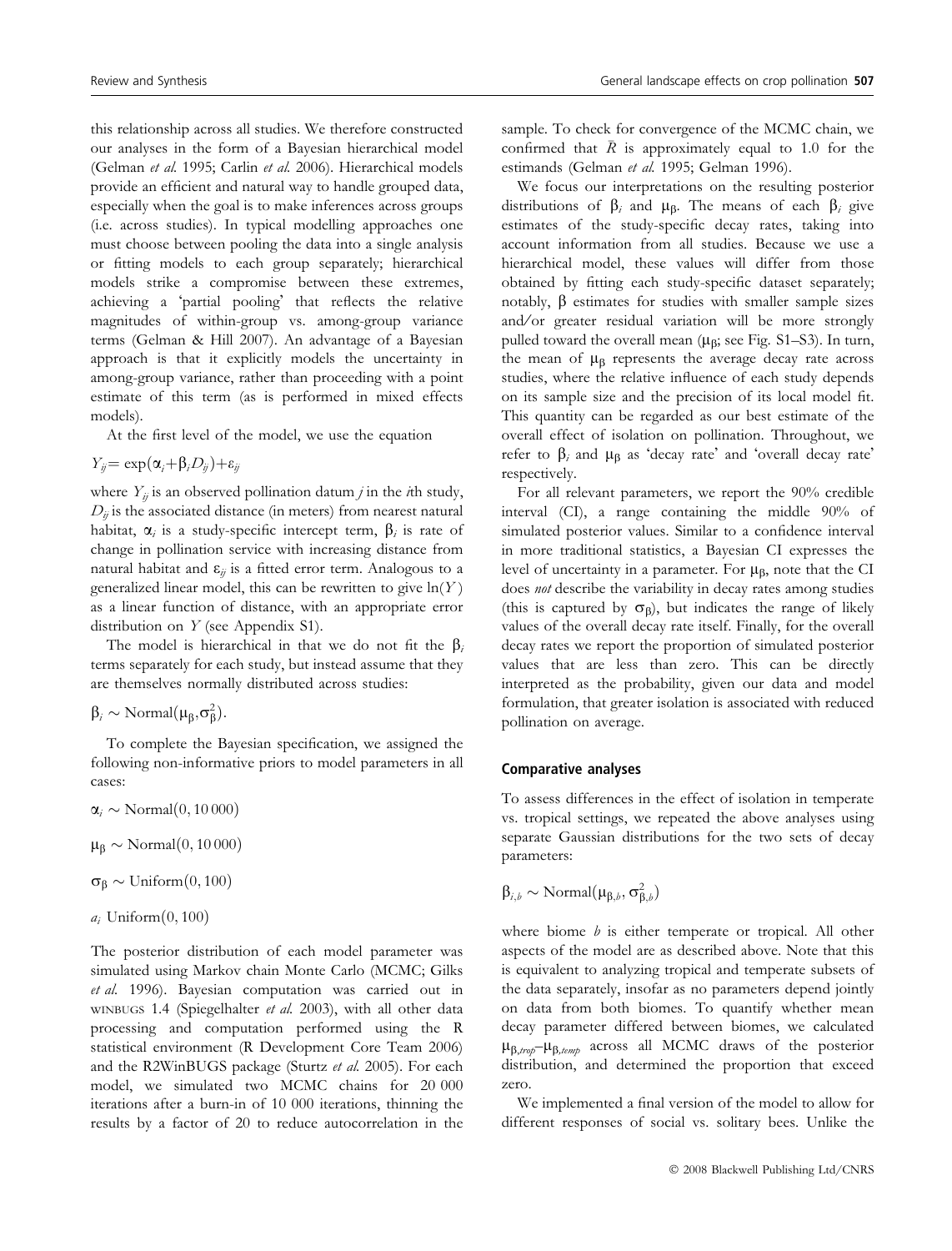this relationship across all studies. We therefore constructed our analyses in the form of a Bayesian hierarchical model (Gelman *et al.* 1995; Carlin *et al.* 2006). Hierarchical models provide an efficient and natural way to handle grouped data, especially when the goal is to make inferences across groups (i.e. across studies). In typical modelling approaches one must choose between pooling the data into a single analysis or fitting models to each group separately; hierarchical models strike a compromise between these extremes, achieving a 'partial pooling' that reflects the relative magnitudes of within-group vs. among-group variance terms (Gelman & Hill 2007). An advantage of a Bayesian approach is that it explicitly models the uncertainty in among-group variance, rather than proceeding with a point estimate of this term (as is performed in mixed effects models).

At the first level of the model, we use the equation

$$Y_{ij} = \exp(\alpha_i + \beta_i D_{ij}) + \varepsilon_{ij}$$

where $Y_{ij}$ is an observed pollination datum $j$ in the $i$th study, $D_{ij}$ is the associated distance (in meters) from nearest natural habitat, $\alpha_i$ is a study-specific intercept term, $\beta_i$ is rate of change in pollination service with increasing distance from natural habitat and $\varepsilon_{ij}$ is a fitted error term. Analogous to a generalized linear model, this can be rewritten to give $\ln(Y)$ as a linear function of distance, with an appropriate error distribution on $Y$ (see Appendix S1).

The model is hierarchical in that we do not fit the $\beta_i$ terms separately for each study, but instead assume that they are themselves normally distributed across studies:

$$\beta_i \sim \text{Normal}(\mu_\beta, \sigma_\beta^2).$$

To complete the Bayesian specification, we assigned the following non-informative priors to model parameters in all cases:

$$\alpha_i \sim \text{Normal}(0, 10\,000)$$

$$\mu_\beta \sim \text{Normal}(0, 10\,000)$$

$$\sigma_\beta \sim \text{Uniform}(0, 100)$$

$$a_i \ \text{Uniform}(0, 100)$$

The posterior distribution of each model parameter was simulated using Markov chain Monte Carlo (MCMC; Gilks *et al.* 1996). Bayesian computation was carried out in WINBUGS 1.4 (Spiegelhalter *et al.* 2003), with all other data processing and computation performed using the R statistical environment (R Development Core Team 2006) and the R2WinBUGS package (Sturtz *et al.* 2005). For each model, we simulated two MCMC chains for 20 000 iterations after a burn-in of 10 000 iterations, thinning the results by a factor of 20 to reduce autocorrelation in the sample. To check for convergence of the MCMC chain, we confirmed that $\hat{R}$ is approximately equal to 1.0 for the estimands (Gelman *et al.* 1995; Gelman 1996).

We focus our interpretations on the resulting posterior distributions of $\beta_i$ and $\mu_\beta$. The means of each $\beta_i$ give estimates of the study-specific decay rates, taking into account information from all studies. Because we use a hierarchical model, these values will differ from those obtained by fitting each study-specific dataset separately; notably, $\beta$ estimates for studies with smaller sample sizes and/or greater residual variation will be more strongly pulled toward the overall mean ($\mu_\beta$; see Fig. S1–S3). In turn, the mean of $\mu_\beta$ represents the average decay rate across studies, where the relative influence of each study depends on its sample size and the precision of its local model fit. This quantity can be regarded as our best estimate of the overall effect of isolation on pollination. Throughout, we refer to $\beta_i$ and $\mu_\beta$ as 'decay rate' and 'overall decay rate' respectively.

For all relevant parameters, we report the 90% credible interval (CI), a range containing the middle 90% of simulated posterior values. Similar to a confidence interval in more traditional statistics, a Bayesian CI expresses the level of uncertainty in a parameter. For $\mu_\beta$, note that the CI does *not* describe the variability in decay rates among studies (this is captured by $\sigma_\beta$), but indicates the range of likely values of the overall decay rate itself. Finally, for the overall decay rates we report the proportion of simulated posterior values that are less than zero. This can be directly interpreted as the probability, given our data and model formulation, that greater isolation is associated with reduced pollination on average.

### Comparative analyses

To assess differences in the effect of isolation in temperate vs. tropical settings, we repeated the above analyses using separate Gaussian distributions for the two sets of decay parameters:

$$\beta_{i,b} \sim \text{Normal}(\mu_{\beta,b}, \sigma_{\beta,b}^2)$$

where biome $b$ is either temperate or tropical. All other aspects of the model are as described above. Note that this is equivalent to analyzing tropical and temperate subsets of the data separately, insofar as no parameters depend jointly on data from both biomes. To quantify whether mean decay parameter differed between biomes, we calculated $\mu_{\beta,trop}-\mu_{\beta,temp}$ across all MCMC draws of the posterior distribution, and determined the proportion that exceed zero.

We implemented a final version of the model to allow for different responses of social vs. solitary bees. Unlike the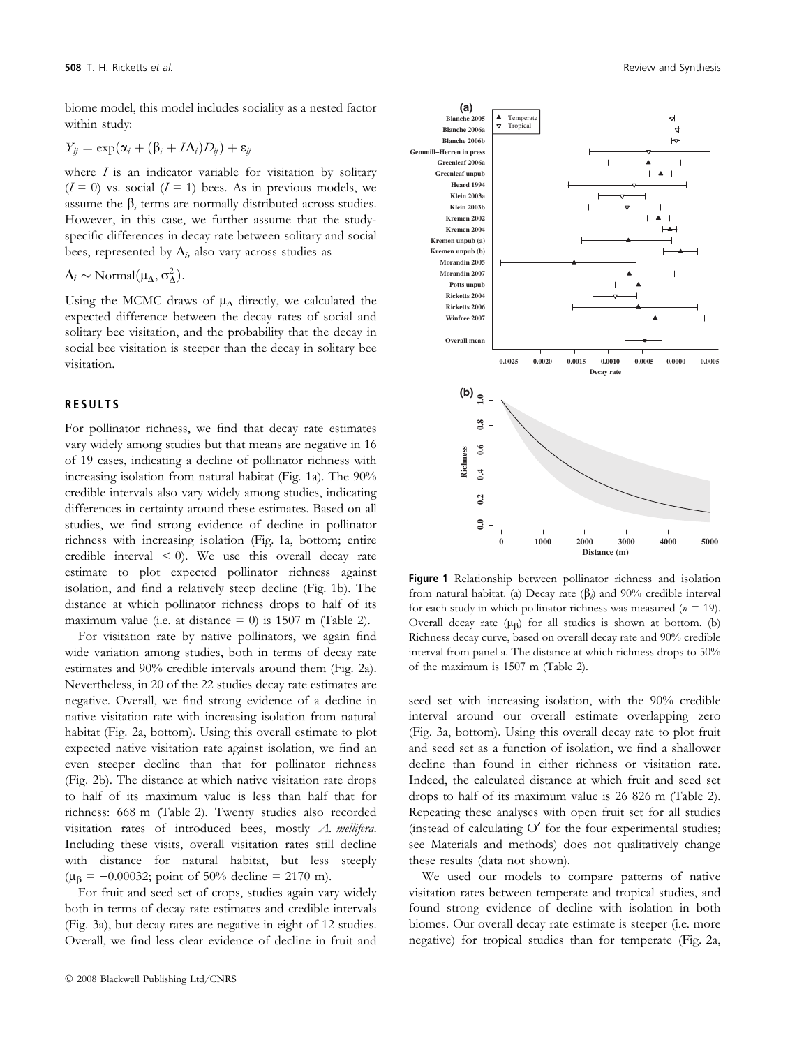biome model, this model includes sociality as a nested factor within study:

$$Y_{ij} = \exp(\alpha_i + (\beta_i + I\Delta_i)D_{ij}) + \varepsilon_{ij}$$

where $I$ is an indicator variable for visitation by solitary ($I = 0$) vs. social ($I = 1$) bees. As in previous models, we assume the $\beta_i$ terms are normally distributed across studies. However, in this case, we further assume that the study-specific differences in decay rate between solitary and social bees, represented by $\Delta_i$, also vary across studies as

$$\Delta_i \sim \text{Normal}(\mu_\Delta, \sigma^2_\Delta).$$

Using the MCMC draws of $\mu_\Delta$ directly, we calculated the expected difference between the decay rates of social and solitary bee visitation, and the probability that the decay in social bee visitation is steeper than the decay in solitary bee visitation.

## RESULTS

For pollinator richness, we find that decay rate estimates vary widely among studies but that means are negative in 16 of 19 cases, indicating a decline of pollinator richness with increasing isolation from natural habitat (Fig. 1a). The 90% credible intervals also vary widely among studies, indicating differences in certainty around these estimates. Based on all studies, we find strong evidence of decline in pollinator richness with increasing isolation (Fig. 1a, bottom; entire credible interval < 0). We use this overall decay rate estimate to plot expected pollinator richness against isolation, and find a relatively steep decline (Fig. 1b). The distance at which pollinator richness drops to half of its maximum value (i.e. at distance = 0) is 1507 m (Table 2).

For visitation rate by native pollinators, we again find wide variation among studies, both in terms of decay rate estimates and 90% credible intervals around them (Fig. 2a). Nevertheless, in 20 of the 22 studies decay rate estimates are negative. Overall, we find strong evidence of a decline in native visitation rate with increasing isolation from natural habitat (Fig. 2a, bottom). Using this overall estimate to plot expected native visitation rate against isolation, we find an even steeper decline than that for pollinator richness (Fig. 2b). The distance at which native visitation rate drops to half of its maximum value is less than half that for richness: 668 m (Table 2). Twenty studies also recorded visitation rates of introduced bees, mostly *A. mellifera*. Including these visits, overall visitation rates still decline with distance for natural habitat, but less steeply ($\mu_\beta = -0.00032$; point of 50% decline = 2170 m).

For fruit and seed set of crops, studies again vary widely both in terms of decay rate estimates and credible intervals (Fig. 3a), but decay rates are negative in eight of 12 studies. Overall, we find less clear evidence of decline in fruit and seed set with increasing isolation, with the 90% credible interval around our overall estimate overlapping zero (Fig. 3a, bottom). Using this overall decay rate to plot fruit and seed set as a function of isolation, we find a shallower decline than found in either richness or visitation rate. Indeed, the calculated distance at which fruit and seed set drops to half of its maximum value is 26 826 m (Table 2). Repeating these analyses with open fruit set for all studies (instead of calculating O′ for the four experimental studies; see Materials and methods) does not qualitatively change these results (data not shown).

We used our models to compare patterns of native visitation rates between temperate and tropical studies, and found strong evidence of decline with isolation in both biomes. Our overall decay rate estimate is steeper (i.e. more negative) for tropical studies than for temperate (Fig. 2a,

(a)
Temperate
Tropical
Blanche 2005
Blanche 2006a
Blanche 2006b
Gemmill–Herren in press
Greenleaf 2006a
Greenleaf unpub
Heard 1994
Klein 2003a
Klein 2003b
Kremen 2002
Kremen 2004
Kremen unpub (a)
Kremen unpub (b)
Morandin 2005
Morandin 2007
Potts unpub
Ricketts 2004
Ricketts 2006
Winfree 2007
Overall mean
−0.0025 −0.0020 −0.0015 −0.0010 −0.0005 0.0000 0.0005
Decay rate

(b)
Richness
0.0 0.2 0.4 0.6 0.8 1.0
0 1000 2000 3000 4000 5000
Distance (m)

**Figure 1** Relationship between pollinator richness and isolation from natural habitat. (a) Decay rate ($\beta_i$) and 90% credible interval for each study in which pollinator richness was measured ($n = 19$). Overall decay rate ($\mu_\beta$) for all studies is shown at bottom. (b) Richness decay curve, based on overall decay rate and 90% credible interval from panel a. The distance at which richness drops to 50% of the maximum is 1507 m (Table 2).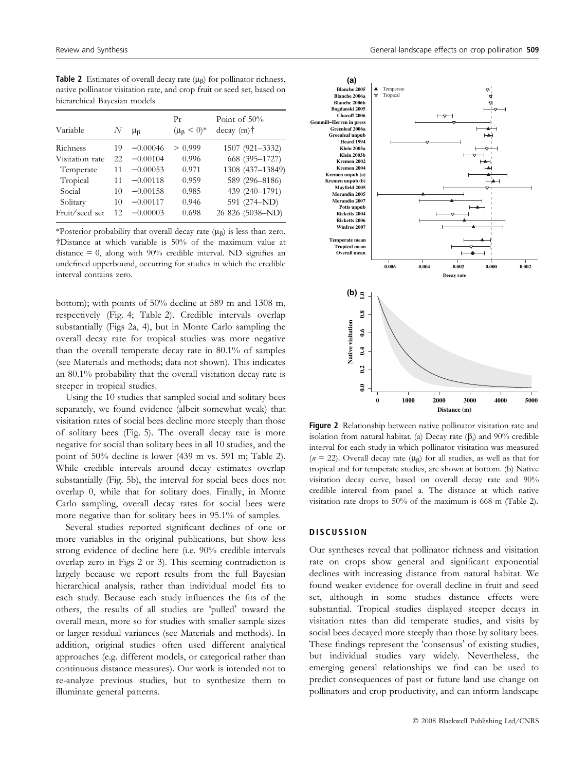**Table 2** Estimates of overall decay rate ($\mu_\beta$) for pollinator richness, native pollinator visitation rate, and crop fruit or seed set, based on hierarchical Bayesian models

| Variable | $N$ | $\mu_\beta$ | Pr ($\mu_\beta$ < 0)* | Point of 50% decay (m)† |
|---|---|---|---|---|
| Richness | 19 | −0.00046 | > 0.999 | 1507 (921–3332) |
| Visitation rate | 22 | −0.00104 | 0.996 | 668 (395–1727) |
| Temperate | 11 | −0.00053 | 0.971 | 1308 (437–13849) |
| Tropical | 11 | −0.00118 | 0.959 | 589 (296–8186) |
| Social | 10 | −0.00158 | 0.985 | 439 (240–1791) |
| Solitary | 10 | −0.00117 | 0.946 | 591 (274–ND) |
| Fruit/seed set | 12 | −0.00003 | 0.698 | 26 826 (5038–ND) |

*Posterior probability that overall decay rate ($\mu_\beta$) is less than zero.
†Distance at which variable is 50% of the maximum value at distance = 0, along with 90% credible interval. ND signifies an undefined upperbound, occurring for studies in which the credible interval contains zero.

bottom); with points of 50% decline at 589 m and 1308 m, respectively (Fig. 4; Table 2). Credible intervals overlap substantially (Figs 2a, 4), but in Monte Carlo sampling the overall decay rate for tropical studies was more negative than the overall temperate decay rate in 80.1% of samples (see Materials and methods; data not shown). This indicates an 80.1% probability that the overall visitation decay rate is steeper in tropical studies.

Using the 10 studies that sampled social and solitary bees separately, we found evidence (albeit somewhat weak) that visitation rates of social bees decline more steeply than those of solitary bees (Fig. 5). The overall decay rate is more negative for social than solitary bees in all 10 studies, and the point of 50% decline is lower (439 m vs. 591 m; Table 2). While credible intervals around decay estimates overlap substantially (Fig. 5b), the interval for social bees does not overlap 0, while that for solitary does. Finally, in Monte Carlo sampling, overall decay rates for social bees were more negative than for solitary bees in 95.1% of samples.

Several studies reported significant declines of one or more variables in the original publications, but show less strong evidence of decline here (i.e. 90% credible intervals overlap zero in Figs 2 or 3). This seeming contradiction is largely because we report results from the full Bayesian hierarchical analysis, rather than individual model fits to each study. Because each study influences the fits of the others, the results of all studies are 'pulled' toward the overall mean, more so for studies with smaller sample sizes or larger residual variances (see Materials and methods). In addition, original studies often used different analytical approaches (e.g. different models, or categorical rather than continuous distance measures). Our work is intended not to re-analyze previous studies, but to synthesize them to illuminate general patterns.

(a)
Temperate
Tropical
Blanche 2005
Blanche 2006a
Blanche 2006b
Bogdanski 2005
Chacoff 2006
Gemmill–Herren in press
Greenleaf 2006a
Greenleaf unpub
Heard 1994
Klein 2003a
Klein 2003b
Kremen 2002
Kremen 2004
Kremen unpub (a)
Kremen unpub (b)
Mayfield 2005
Morandin 2005
Morandin 2007
Potts unpub
Ricketts 2004
Ricketts 2006
Winfree 2007
Temperate mean
Tropical mean
Overall mean
–0.006 –0.004 –0.002 0.000 0.002
Decay rate

(b)
Native visitation
0.0 0.2 0.4 0.6 0.8 1.0
0 1000 2000 3000 4000 5000
Distance (m)

**Figure 2** Relationship between native pollinator visitation rate and isolation from natural habitat. (a) Decay rate ($\beta_i$) and 90% credible interval for each study in which pollinator visitation was measured ($n$ = 22). Overall decay rate ($\mu_\beta$) for all studies, as well as that for tropical and for temperate studies, are shown at bottom. (b) Native visitation decay curve, based on overall decay rate and 90% credible interval from panel a. The distance at which native visitation rate drops to 50% of the maximum is 668 m (Table 2).

## DISCUSSION

Our syntheses reveal that pollinator richness and visitation rate on crops show general and significant exponential declines with increasing distance from natural habitat. We found weaker evidence for overall decline in fruit and seed set, although in some studies distance effects were substantial. Tropical studies displayed steeper decays in visitation rates than did temperate studies, and visits by social bees decayed more steeply than those by solitary bees. These findings represent the 'consensus' of existing studies, but individual studies vary widely. Nevertheless, the emerging general relationships we find can be used to predict consequences of past or future land use change on pollinators and crop productivity, and can inform landscape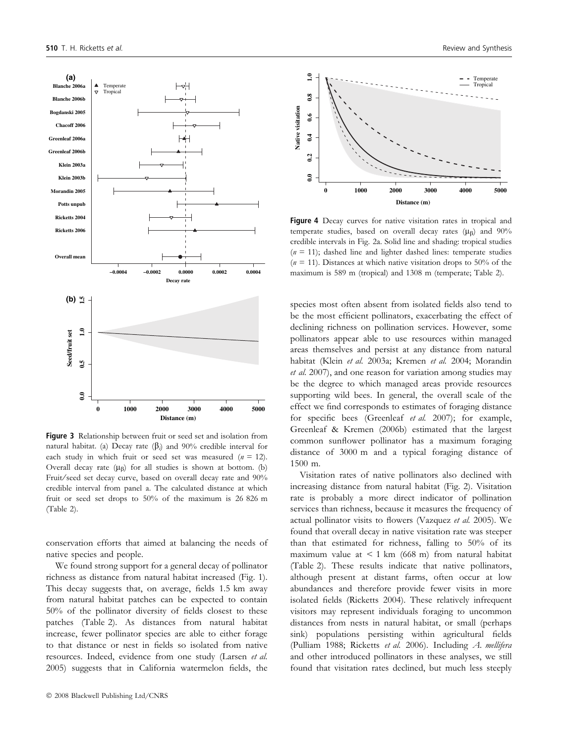(a)

Temperate
Tropical

Blanche 2006a
Blanche 2006b
Bogdanski 2005
Chacoff 2006
Greenleaf 2006a
Greenleaf 2006b
Klein 2003a
Klein 2003b
Morandin 2005
Potts unpub
Ricketts 2004
Ricketts 2006

Overall mean

–0.0004 –0.0002 0.0000 0.0002 0.0004
Decay rate

(b)

Seed/fruit set
0.0 0.5 1.0 1.5

0 1000 2000 3000 4000 5000
Distance (m)

**Figure 3** Relationship between fruit or seed set and isolation from natural habitat. (a) Decay rate ($\beta_i$) and 90% credible interval for each study in which fruit or seed set was measured ($n = 12$). Overall decay rate ($\mu_\beta$) for all studies is shown at bottom. (b) Fruit/seed set decay curve, based on overall decay rate and 90% credible interval from panel a. The calculated distance at which fruit or seed set drops to 50% of the maximum is 26 826 m (Table 2).

Temperate
Tropical

Native visitation
0.0 0.2 0.4 0.6 0.8 1.0

0 1000 2000 3000 4000 5000
Distance (m)

**Figure 4** Decay curves for native visitation rates in tropical and temperate studies, based on overall decay rates ($\mu_\beta$) and 90% credible intervals in Fig. 2a. Solid line and shading: tropical studies ($n = 11$); dashed line and lighter dashed lines: temperate studies ($n = 11$). Distances at which native visitation drops to 50% of the maximum is 589 m (tropical) and 1308 m (temperate; Table 2).

conservation efforts that aimed at balancing the needs of native species and people.

We found strong support for a general decay of pollinator richness as distance from natural habitat increased (Fig. 1). This decay suggests that, on average, fields 1.5 km away from natural habitat patches can be expected to contain 50% of the pollinator diversity of fields closest to these patches (Table 2). As distances from natural habitat increase, fewer pollinator species are able to either forage to that distance or nest in fields so isolated from native resources. Indeed, evidence from one study (Larsen *et al.* 2005) suggests that in California watermelon fields, the species most often absent from isolated fields also tend to be the most efficient pollinators, exacerbating the effect of declining richness on pollination services. However, some pollinators appear able to use resources within managed areas themselves and persist at any distance from natural habitat (Klein *et al.* 2003a; Kremen *et al.* 2004; Morandin *et al.* 2007), and one reason for variation among studies may be the degree to which managed areas provide resources supporting wild bees. In general, the overall scale of the effect we find corresponds to estimates of foraging distance for specific bees (Greenleaf *et al.* 2007); for example, Greenleaf & Kremen (2006b) estimated that the largest common sunflower pollinator has a maximum foraging distance of 3000 m and a typical foraging distance of 1500 m.

Visitation rates of native pollinators also declined with increasing distance from natural habitat (Fig. 2). Visitation rate is probably a more direct indicator of pollination services than richness, because it measures the frequency of actual pollinator visits to flowers (Vazquez *et al.* 2005). We found that overall decay in native visitation rate was steeper than that estimated for richness, falling to 50% of its maximum value at < 1 km (668 m) from natural habitat (Table 2). These results indicate that native pollinators, although present at distant farms, often occur at low abundances and therefore provide fewer visits in more isolated fields (Ricketts 2004). These relatively infrequent visitors may represent individuals foraging to uncommon distances from nests in natural habitat, or small (perhaps sink) populations persisting within agricultural fields (Pulliam 1988; Ricketts *et al.* 2006). Including *A. mellifera* and other introduced pollinators in these analyses, we still found that visitation rates declined, but much less steeply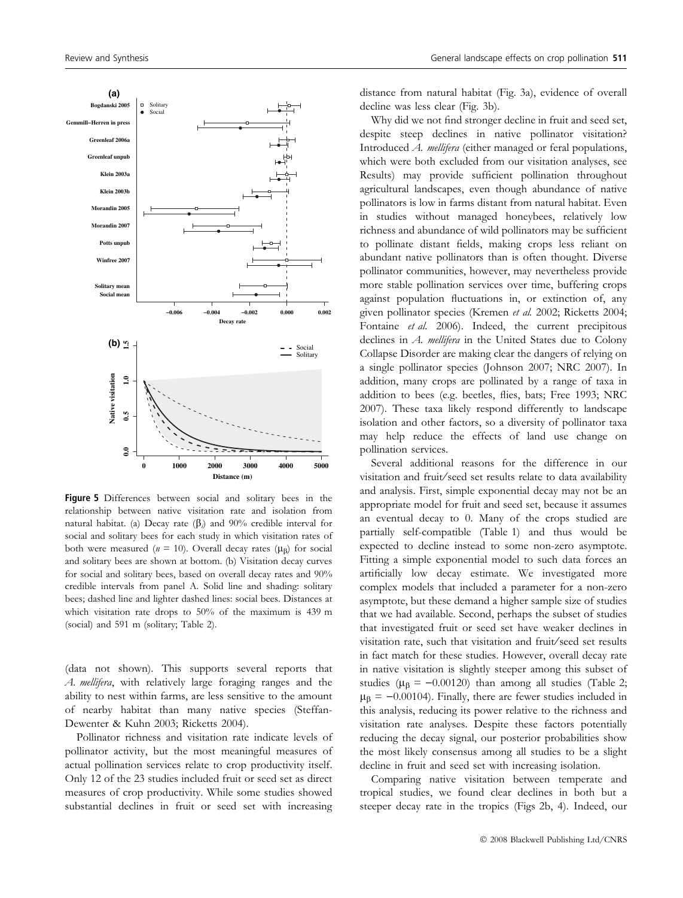(a)

Solitary
Social

Bogdanski 2005
Gemmill–Herren in press
Greenleaf 2006a
Greenleaf unpub
Klein 2003a
Klein 2003b
Morandin 2005
Morandin 2007
Potts unpub
Winfree 2007
Solitary mean
Social mean

–0.006 –0.004 –0.002 0.000 0.002
Decay rate

(b)

Social
Solitary

Native visitation
0.0 0.5 1.0 1.5

0 1000 2000 3000 4000 5000
Distance (m)

**Figure 5** Differences between social and solitary bees in the relationship between native visitation rate and isolation from natural habitat. (a) Decay rate ($\beta_i$) and 90% credible interval for social and solitary bees for each study in which visitation rates of both were measured ($n$ = 10). Overall decay rates ($\mu_\beta$) for social and solitary bees are shown at bottom. (b) Visitation decay curves for social and solitary bees, based on overall decay rates and 90% credible intervals from panel A. Solid line and shading: solitary bees; dashed line and lighter dashed lines: social bees. Distances at which visitation rate drops to 50% of the maximum is 439 m (social) and 591 m (solitary; Table 2).

(data not shown). This supports several reports that *A. mellifera*, with relatively large foraging ranges and the ability to nest within farms, are less sensitive to the amount of nearby habitat than many native species (Steffan-Dewenter & Kuhn 2003; Ricketts 2004).

Pollinator richness and visitation rate indicate levels of pollinator activity, but the most meaningful measures of actual pollination services relate to crop productivity itself. Only 12 of the 23 studies included fruit or seed set as direct measures of crop productivity. While some studies showed substantial declines in fruit or seed set with increasing distance from natural habitat (Fig. 3a), evidence of overall decline was less clear (Fig. 3b).

Why did we not find stronger decline in fruit and seed set, despite steep declines in native pollinator visitation? Introduced *A. mellifera* (either managed or feral populations, which were both excluded from our visitation analyses, see Results) may provide sufficient pollination throughout agricultural landscapes, even though abundance of native pollinators is low in farms distant from natural habitat. Even in studies without managed honeybees, relatively low richness and abundance of wild pollinators may be sufficient to pollinate distant fields, making crops less reliant on abundant native pollinators than is often thought. Diverse pollinator communities, however, may nevertheless provide more stable pollination services over time, buffering crops against population fluctuations in, or extinction of, any given pollinator species (Kremen *et al.* 2002; Ricketts 2004; Fontaine *et al.* 2006). Indeed, the current precipitous declines in *A. mellifera* in the United States due to Colony Collapse Disorder are making clear the dangers of relying on a single pollinator species (Johnson 2007; NRC 2007). In addition, many crops are pollinated by a range of taxa in addition to bees (e.g. beetles, flies, bats; Free 1993; NRC 2007). These taxa likely respond differently to landscape isolation and other factors, so a diversity of pollinator taxa may help reduce the effects of land use change on pollination services.

Several additional reasons for the difference in our visitation and fruit/seed set results relate to data availability and analysis. First, simple exponential decay may not be an appropriate model for fruit and seed set, because it assumes an eventual decay to 0. Many of the crops studied are partially self-compatible (Table 1) and thus would be expected to decline instead to some non-zero asymptote. Fitting a simple exponential model to such data forces an artificially low decay estimate. We investigated more complex models that included a parameter for a non-zero asymptote, but these demand a higher sample size of studies that we had available. Second, perhaps the subset of studies that investigated fruit or seed set have weaker declines in visitation rate, such that visitation and fruit/seed set results in fact match for these studies. However, overall decay rate in native visitation is slightly steeper among this subset of studies ($\mu_\beta = -0.00120$) than among all studies (Table 2; $\mu_\beta = -0.00104$). Finally, there are fewer studies included in this analysis, reducing its power relative to the richness and visitation rate analyses. Despite these factors potentially reducing the decay signal, our posterior probabilities show the most likely consensus among all studies to be a slight decline in fruit and seed set with increasing isolation.

Comparing native visitation between temperate and tropical studies, we found clear declines in both but a steeper decay rate in the tropics (Figs 2b, 4). Indeed, our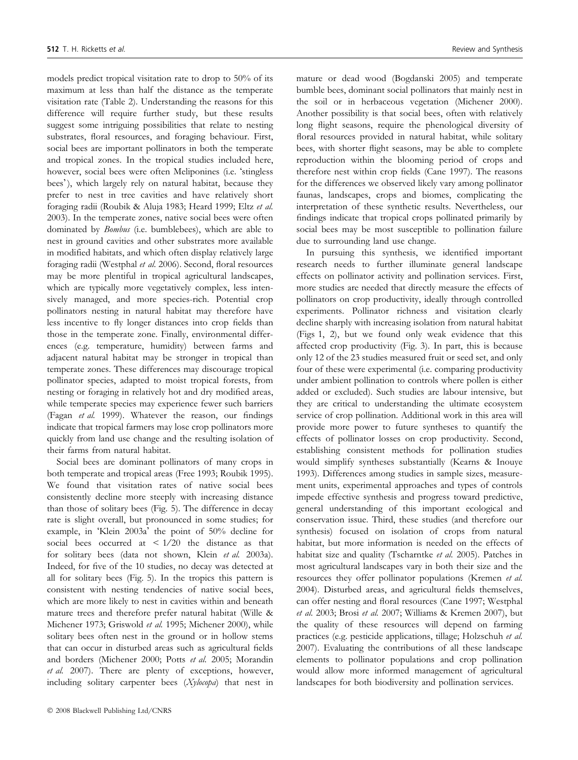models predict tropical visitation rate to drop to 50% of its maximum at less than half the distance as the temperate visitation rate (Table 2). Understanding the reasons for this difference will require further study, but these results suggest some intriguing possibilities that relate to nesting substrates, floral resources, and foraging behaviour. First, social bees are important pollinators in both the temperate and tropical zones. In the tropical studies included here, however, social bees were often Meliponines (i.e. 'stingless bees'), which largely rely on natural habitat, because they prefer to nest in tree cavities and have relatively short foraging radii (Roubik & Aluja 1983; Heard 1999; Eltz *et al.* 2003). In the temperate zones, native social bees were often dominated by *Bombus* (i.e. bumblebees), which are able to nest in ground cavities and other substrates more available in modified habitats, and which often display relatively large foraging radii (Westphal *et al.* 2006). Second, floral resources may be more plentiful in tropical agricultural landscapes, which are typically more vegetatively complex, less intensively managed, and more species-rich. Potential crop pollinators nesting in natural habitat may therefore have less incentive to fly longer distances into crop fields than those in the temperate zone. Finally, environmental differences (e.g. temperature, humidity) between farms and adjacent natural habitat may be stronger in tropical than temperate zones. These differences may discourage tropical pollinator species, adapted to moist tropical forests, from nesting or foraging in relatively hot and dry modified areas, while temperate species may experience fewer such barriers (Fagan *et al.* 1999). Whatever the reason, our findings indicate that tropical farmers may lose crop pollinators more quickly from land use change and the resulting isolation of their farms from natural habitat.

Social bees are dominant pollinators of many crops in both temperate and tropical areas (Free 1993; Roubik 1995). We found that visitation rates of native social bees consistently decline more steeply with increasing distance than those of solitary bees (Fig. 5). The difference in decay rate is slight overall, but pronounced in some studies; for example, in 'Klein 2003a' the point of 50% decline for social bees occurred at < 1/20 the distance as that for solitary bees (data not shown, Klein *et al.* 2003a). Indeed, for five of the 10 studies, no decay was detected at all for solitary bees (Fig. 5). In the tropics this pattern is consistent with nesting tendencies of native social bees, which are more likely to nest in cavities within and beneath mature trees and therefore prefer natural habitat (Wille & Michener 1973; Griswold *et al.* 1995; Michener 2000), while solitary bees often nest in the ground or in hollow stems that can occur in disturbed areas such as agricultural fields and borders (Michener 2000; Potts *et al.* 2005; Morandin *et al.* 2007). There are plenty of exceptions, however, including solitary carpenter bees (*Xylocopa*) that nest in mature or dead wood (Bogdanski 2005) and temperate bumble bees, dominant social pollinators that mainly nest in the soil or in herbaceous vegetation (Michener 2000). Another possibility is that social bees, often with relatively long flight seasons, require the phenological diversity of floral resources provided in natural habitat, while solitary bees, with shorter flight seasons, may be able to complete reproduction within the blooming period of crops and therefore nest within crop fields (Cane 1997). The reasons for the differences we observed likely vary among pollinator faunas, landscapes, crops and biomes, complicating the interpretation of these synthetic results. Nevertheless, our findings indicate that tropical crops pollinated primarily by social bees may be most susceptible to pollination failure due to surrounding land use change.

In pursuing this synthesis, we identified important research needs to further illuminate general landscape effects on pollinator activity and pollination services. First, more studies are needed that directly measure the effects of pollinators on crop productivity, ideally through controlled experiments. Pollinator richness and visitation clearly decline sharply with increasing isolation from natural habitat (Figs 1, 2), but we found only weak evidence that this affected crop productivity (Fig. 3). In part, this is because only 12 of the 23 studies measured fruit or seed set, and only four of these were experimental (i.e. comparing productivity under ambient pollination to controls where pollen is either added or excluded). Such studies are labour intensive, but they are critical to understanding the ultimate ecosystem service of crop pollination. Additional work in this area will provide more power to future syntheses to quantify the effects of pollinator losses on crop productivity. Second, establishing consistent methods for pollination studies would simplify syntheses substantially (Kearns & Inouye 1993). Differences among studies in sample sizes, measurement units, experimental approaches and types of controls impede effective synthesis and progress toward predictive, general understanding of this important ecological and conservation issue. Third, these studies (and therefore our synthesis) focused on isolation of crops from natural habitat, but more information is needed on the effects of habitat size and quality (Tscharntke *et al.* 2005). Patches in most agricultural landscapes vary in both their size and the resources they offer pollinator populations (Kremen *et al.* 2004). Disturbed areas, and agricultural fields themselves, can offer nesting and floral resources (Cane 1997; Westphal *et al.* 2003; Brosi *et al.* 2007; Williams & Kremen 2007), but the quality of these resources will depend on farming practices (e.g. pesticide applications, tillage; Holzschuh *et al.* 2007). Evaluating the contributions of all these landscape elements to pollinator populations and crop pollination would allow more informed management of agricultural landscapes for both biodiversity and pollination services.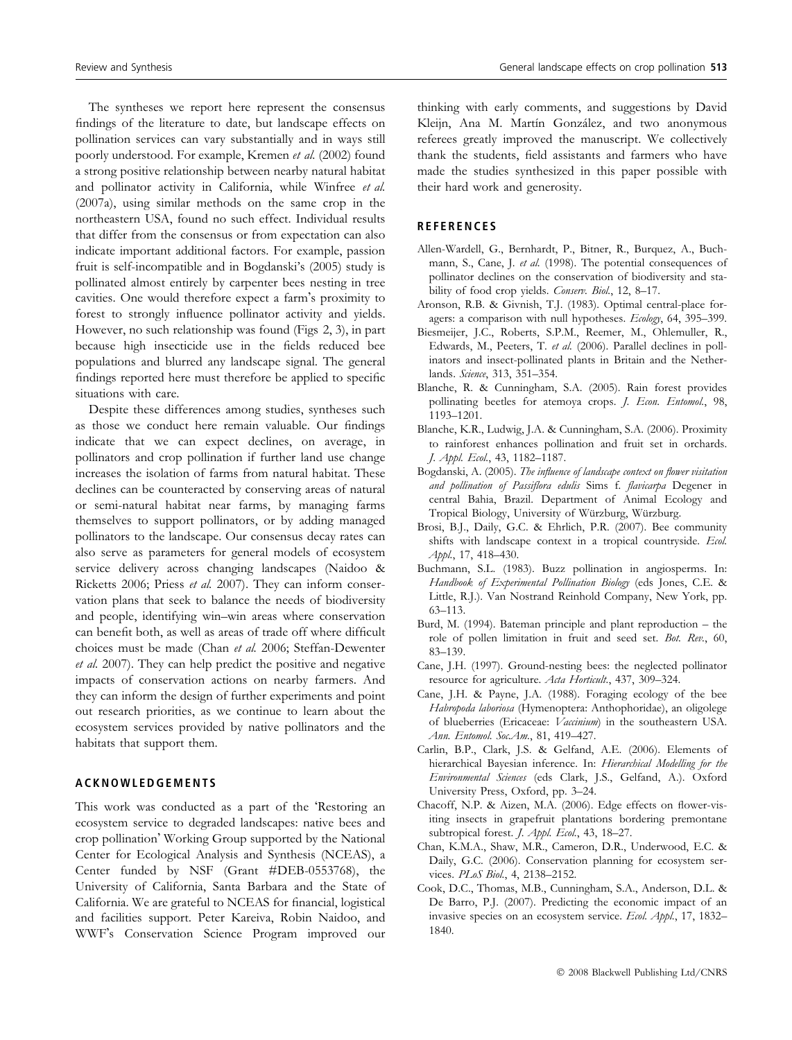The syntheses we report here represent the consensus findings of the literature to date, but landscape effects on pollination services can vary substantially and in ways still poorly understood. For example, Kremen *et al.* (2002) found a strong positive relationship between nearby natural habitat and pollinator activity in California, while Winfree *et al.* (2007a), using similar methods on the same crop in the northeastern USA, found no such effect. Individual results that differ from the consensus or from expectation can also indicate important additional factors. For example, passion fruit is self-incompatible and in Bogdanski's (2005) study is pollinated almost entirely by carpenter bees nesting in tree cavities. One would therefore expect a farm's proximity to forest to strongly influence pollinator activity and yields. However, no such relationship was found (Figs 2, 3), in part because high insecticide use in the fields reduced bee populations and blurred any landscape signal. The general findings reported here must therefore be applied to specific situations with care.

Despite these differences among studies, syntheses such as those we conduct here remain valuable. Our findings indicate that we can expect declines, on average, in pollinators and crop pollination if further land use change increases the isolation of farms from natural habitat. These declines can be counteracted by conserving areas of natural or semi-natural habitat near farms, by managing farms themselves to support pollinators, or by adding managed pollinators to the landscape. Our consensus decay rates can also serve as parameters for general models of ecosystem service delivery across changing landscapes (Naidoo & Ricketts 2006; Priess *et al.* 2007). They can inform conservation plans that seek to balance the needs of biodiversity and people, identifying win–win areas where conservation can benefit both, as well as areas of trade off where difficult choices must be made (Chan *et al.* 2006; Steffan-Dewenter *et al.* 2007). They can help predict the positive and negative impacts of conservation actions on nearby farmers. And they can inform the design of further experiments and point out research priorities, as we continue to learn about the ecosystem services provided by native pollinators and the habitats that support them.

## ACKNOWLEDGEMENTS

This work was conducted as a part of the 'Restoring an ecosystem service to degraded landscapes: native bees and crop pollination' Working Group supported by the National Center for Ecological Analysis and Synthesis (NCEAS), a Center funded by NSF (Grant #DEB-0553768), the University of California, Santa Barbara and the State of California. We are grateful to NCEAS for financial, logistical and facilities support. Peter Kareiva, Robin Naidoo, and WWF's Conservation Science Program improved our thinking with early comments, and suggestions by David Kleijn, Ana M. Martín González, and two anonymous referees greatly improved the manuscript. We collectively thank the students, field assistants and farmers who have made the studies synthesized in this paper possible with their hard work and generosity.

## REFERENCES

Allen-Wardell, G., Bernhardt, P., Bitner, R., Burquez, A., Buchmann, S., Cane, J. *et al.* (1998). The potential consequences of pollinator declines on the conservation of biodiversity and stability of food crop yields. *Conserv. Biol.*, 12, 8–17.

Aronson, R.B. & Givnish, T.J. (1983). Optimal central-place foragers: a comparison with null hypotheses. *Ecology*, 64, 395–399.

Biesmeijer, J.C., Roberts, S.P.M., Reemer, M., Ohlemuller, R., Edwards, M., Peeters, T. *et al.* (2006). Parallel declines in pollinators and insect-pollinated plants in Britain and the Netherlands. *Science*, 313, 351–354.

Blanche, R. & Cunningham, S.A. (2005). Rain forest provides pollinating beetles for atemoya crops. *J. Econ. Entomol.*, 98, 1193–1201.

Blanche, K.R., Ludwig, J.A. & Cunningham, S.A. (2006). Proximity to rainforest enhances pollination and fruit set in orchards. *J. Appl. Ecol.*, 43, 1182–1187.

Bogdanski, A. (2005). *The influence of landscape context on flower visitation and pollination of Passiflora edulis* Sims f. *flavicarpa* Degener in central Bahia, Brazil. Department of Animal Ecology and Tropical Biology, University of Würzburg, Würzburg.

Brosi, B.J., Daily, G.C. & Ehrlich, P.R. (2007). Bee community shifts with landscape context in a tropical countryside. *Ecol. Appl.*, 17, 418–430.

Buchmann, S.L. (1983). Buzz pollination in angiosperms. In: *Handbook of Experimental Pollination Biology* (eds Jones, C.E. & Little, R.J.). Van Nostrand Reinhold Company, New York, pp. 63–113.

Burd, M. (1994). Bateman principle and plant reproduction – the role of pollen limitation in fruit and seed set. *Bot. Rev.*, 60, 83–139.

Cane, J.H. (1997). Ground-nesting bees: the neglected pollinator resource for agriculture. *Acta Horticult.*, 437, 309–324.

Cane, J.H. & Payne, J.A. (1988). Foraging ecology of the bee *Habropoda laboriosa* (Hymenoptera: Anthophoridae), an oligolege of blueberries (Ericaceae: *Vaccinium*) in the southeastern USA. *Ann. Entomol. Soc.Am.*, 81, 419–427.

Carlin, B.P., Clark, J.S. & Gelfand, A.E. (2006). Elements of hierarchical Bayesian inference. In: *Hierarchical Modelling for the Environmental Sciences* (eds Clark, J.S., Gelfand, A.). Oxford University Press, Oxford, pp. 3–24.

Chacoff, N.P. & Aizen, M.A. (2006). Edge effects on flower-visiting insects in grapefruit plantations bordering premontane subtropical forest. *J. Appl. Ecol.*, 43, 18–27.

Chan, K.M.A., Shaw, M.R., Cameron, D.R., Underwood, E.C. & Daily, G.C. (2006). Conservation planning for ecosystem services. *PLoS Biol.*, 4, 2138–2152.

Cook, D.C., Thomas, M.B., Cunningham, S.A., Anderson, D.L. & De Barro, P.J. (2007). Predicting the economic impact of an invasive species on an ecosystem service. *Ecol. Appl.*, 17, 1832–1840.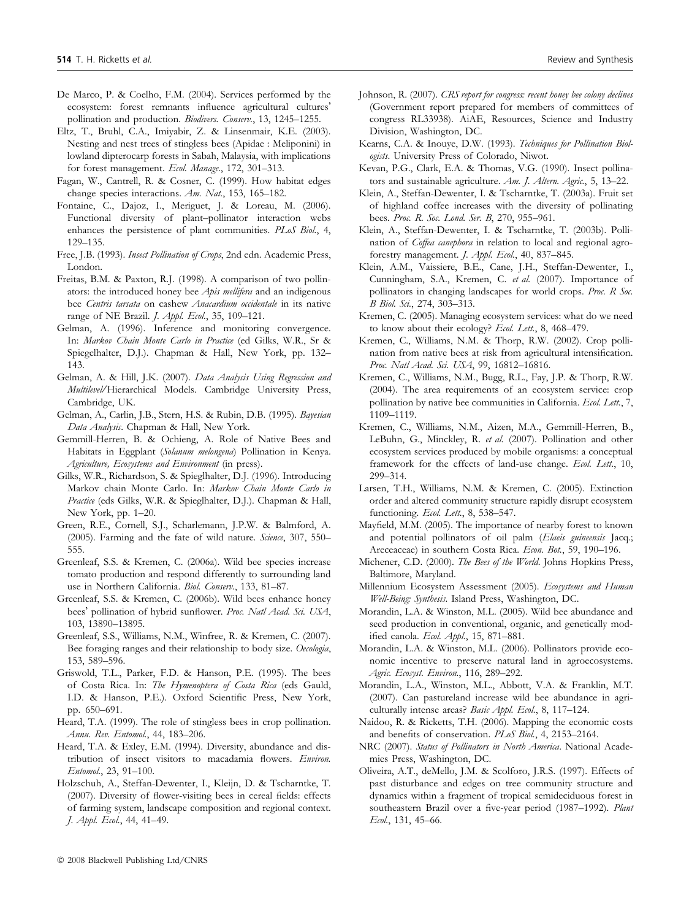De Marco, P. & Coelho, F.M. (2004). Services performed by the ecosystem: forest remnants influence agricultural cultures' pollination and production. *Biodivers. Conserv.*, 13, 1245–1255.

Eltz, T., Bruhl, C.A., Imiyabir, Z. & Linsenmair, K.E. (2003). Nesting and nest trees of stingless bees (Apidae : Meliponini) in lowland dipterocarp forests in Sabah, Malaysia, with implications for forest management. *Ecol. Manage.*, 172, 301–313.

Fagan, W., Cantrell, R. & Cosner, C. (1999). How habitat edges change species interactions. *Am. Nat.*, 153, 165–182.

Fontaine, C., Dajoz, I., Meriguet, J. & Loreau, M. (2006). Functional diversity of plant–pollinator interaction webs enhances the persistence of plant communities. *PLoS Biol.*, 4, 129–135.

Free, J.B. (1993). *Insect Pollination of Crops*, 2nd edn. Academic Press, London.

Freitas, B.M. & Paxton, R.J. (1998). A comparison of two pollinators: the introduced honey bee *Apis mellifera* and an indigenous bee *Centris tarsata* on cashew *Anacardium occidentale* in its native range of NE Brazil. *J. Appl. Ecol.*, 35, 109–121.

Gelman, A. (1996). Inference and monitoring convergence. In: *Markov Chain Monte Carlo in Practice* (ed Gilks, W.R., Sr & Spiegelhalter, D.J.). Chapman & Hall, New York, pp. 132–143.

Gelman, A. & Hill, J.K. (2007). *Data Analysis Using Regression and Multilevel/Hierarchical Models*. Cambridge University Press, Cambridge, UK.

Gelman, A., Carlin, J.B., Stern, H.S. & Rubin, D.B. (1995). *Bayesian Data Analysis*. Chapman & Hall, New York.

Gemmill-Herren, B. & Ochieng, A. Role of Native Bees and Habitats in Eggplant (*Solanum melongena*) Pollination in Kenya. *Agriculture, Ecosystems and Environment* (in press).

Gilks, W.R., Richardson, S. & Spieglhalter, D.J. (1996). Introducing Markov chain Monte Carlo. In: *Markov Chain Monte Carlo in Practice* (eds Gilks, W.R. & Spieglhalter, D.J.). Chapman & Hall, New York, pp. 1–20.

Green, R.E., Cornell, S.J., Scharlemann, J.P.W. & Balmford, A. (2005). Farming and the fate of wild nature. *Science*, 307, 550–555.

Greenleaf, S.S. & Kremen, C. (2006a). Wild bee species increase tomato production and respond differently to surrounding land use in Northern California. *Biol. Conserv.*, 133, 81–87.

Greenleaf, S.S. & Kremen, C. (2006b). Wild bees enhance honey bees' pollination of hybrid sunflower. *Proc. Natl Acad. Sci. USA*, 103, 13890–13895.

Greenleaf, S.S., Williams, N.M., Winfree, R. & Kremen, C. (2007). Bee foraging ranges and their relationship to body size. *Oecologia*, 153, 589–596.

Griswold, T.L., Parker, F.D. & Hanson, P.E. (1995). The bees of Costa Rica. In: *The Hymenoptera of Costa Rica* (eds Gauld, I.D. & Hanson, P.E.). Oxford Scientific Press, New York, pp. 650–691.

Heard, T.A. (1999). The role of stingless bees in crop pollination. *Annu. Rev. Entomol.*, 44, 183–206.

Heard, T.A. & Exley, E.M. (1994). Diversity, abundance and distribution of insect visitors to macadamia flowers. *Environ. Entomol.*, 23, 91–100.

Holzschuh, A., Steffan-Dewenter, I., Kleijn, D. & Tscharntke, T. (2007). Diversity of flower-visiting bees in cereal fields: effects of farming system, landscape composition and regional context. *J. Appl. Ecol.*, 44, 41–49.

Johnson, R. (2007). *CRS report for congress: recent honey bee colony declines* (Government report prepared for members of committees of congress RL33938). AiAE, Resources, Science and Industry Division, Washington, DC.

Kearns, C.A. & Inouye, D.W. (1993). *Techniques for Pollination Biologists*. University Press of Colorado, Niwot.

Kevan, P.G., Clark, E.A. & Thomas, V.G. (1990). Insect pollinators and sustainable agriculture. *Am. J. Altern. Agric.*, 5, 13–22.

Klein, A., Steffan-Dewenter, I. & Tscharntke, T. (2003a). Fruit set of highland coffee increases with the diversity of pollinating bees. *Proc. R. Soc. Lond. Ser. B*, 270, 955–961.

Klein, A., Steffan-Dewenter, I. & Tscharntke, T. (2003b). Pollination of *Coffea canephora* in relation to local and regional agroforestry management. *J. Appl. Ecol.*, 40, 837–845.

Klein, A.M., Vaissiere, B.E., Cane, J.H., Steffan-Dewenter, I., Cunningham, S.A., Kremen, C. *et al.* (2007). Importance of pollinators in changing landscapes for world crops. *Proc. R Soc. B Biol. Sci.*, 274, 303–313.

Kremen, C. (2005). Managing ecosystem services: what do we need to know about their ecology? *Ecol. Lett.*, 8, 468–479.

Kremen, C., Williams, N.M. & Thorp, R.W. (2002). Crop pollination from native bees at risk from agricultural intensification. *Proc. Natl Acad. Sci. USA*, 99, 16812–16816.

Kremen, C., Williams, N.M., Bugg, R.L., Fay, J.P. & Thorp, R.W. (2004). The area requirements of an ecosystem service: crop pollination by native bee communities in California. *Ecol. Lett.*, 7, 1109–1119.

Kremen, C., Williams, N.M., Aizen, M.A., Gemmill-Herren, B., LeBuhn, G., Minckley, R. *et al.* (2007). Pollination and other ecosystem services produced by mobile organisms: a conceptual framework for the effects of land-use change. *Ecol. Lett.*, 10, 299–314.

Larsen, T.H., Williams, N.M. & Kremen, C. (2005). Extinction order and altered community structure rapidly disrupt ecosystem functioning. *Ecol. Lett.*, 8, 538–547.

Mayfield, M.M. (2005). The importance of nearby forest to known and potential pollinators of oil palm (*Elaeis guineensis* Jacq.; Areceaceae) in southern Costa Rica. *Econ. Bot.*, 59, 190–196.

Michener, C.D. (2000). *The Bees of the World*. Johns Hopkins Press, Baltimore, Maryland.

Millennium Ecosystem Assessment (2005). *Ecosystems and Human Well-Being: Synthesis*. Island Press, Washington, DC.

Morandin, L.A. & Winston, M.L. (2005). Wild bee abundance and seed production in conventional, organic, and genetically modified canola. *Ecol. Appl.*, 15, 871–881.

Morandin, L.A. & Winston, M.L. (2006). Pollinators provide economic incentive to preserve natural land in agroecosystems. *Agric. Ecosyst. Environ.*, 116, 289–292.

Morandin, L.A., Winston, M.L., Abbott, V.A. & Franklin, M.T. (2007). Can pastureland increase wild bee abundance in agriculturally intense areas? *Basic Appl. Ecol.*, 8, 117–124.

Naidoo, R. & Ricketts, T.H. (2006). Mapping the economic costs and benefits of conservation. *PLoS Biol.*, 4, 2153–2164.

NRC (2007). *Status of Pollinators in North America*. National Academies Press, Washington, DC.

Oliveira, A.T., deMello, J.M. & Scolforo, J.R.S. (1997). Effects of past disturbance and edges on tree community structure and dynamics within a fragment of tropical semideciduous forest in southeastern Brazil over a five-year period (1987–1992). *Plant Ecol.*, 131, 45–66.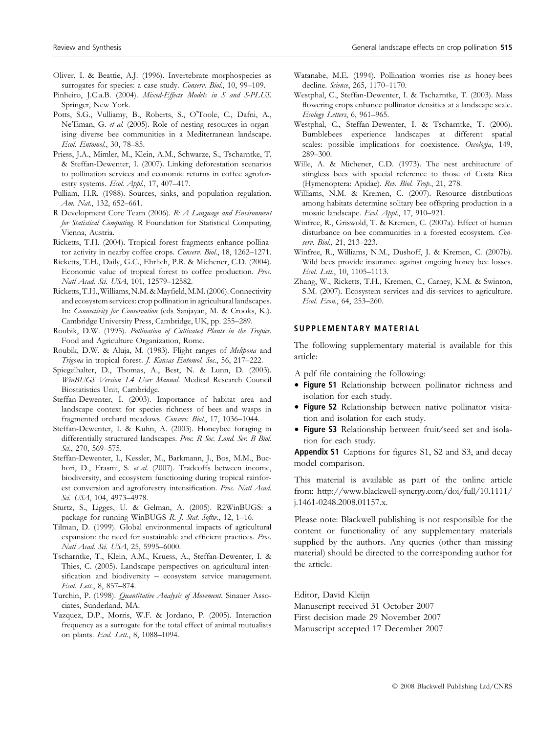Oliver, I. & Beattie, A.J. (1996). Invertebrate morphospecies as surrogates for species: a case study. *Conserv. Biol.*, 10, 99–109.

Pinheiro, J.C.a.B. (2004). *Mixed-Effects Models in S and S-PLUS*. Springer, New York.

Potts, S.G., Vulliamy, B., Roberts, S., O'Toole, C., Dafni, A., Ne'Eman, G. *et al.* (2005). Role of nesting resources in organising diverse bee communities in a Mediterranean landscape. *Ecol. Entomol.*, 30, 78–85.

Priess, J.A., Mimler, M., Klein, A.M., Schwarze, S., Tscharntke, T. & Steffan-Dewenter, I. (2007). Linking deforestation scenarios to pollination services and economic returns in coffee agroforestry systems. *Ecol. Appl.*, 17, 407–417.

Pulliam, H.R. (1988). Sources, sinks, and population regulation. *Am. Nat.*, 132, 652–661.

R Development Core Team (2006). *R: A Language and Environment for Statistical Computing*. R Foundation for Statistical Computing, Vienna, Austria.

Ricketts, T.H. (2004). Tropical forest fragments enhance pollinator activity in nearby coffee crops. *Conserv. Biol.*, 18, 1262–1271.

Ricketts, T.H., Daily, G.C., Ehrlich, P.R. & Michener, C.D. (2004). Economic value of tropical forest to coffee production. *Proc. Natl Acad. Sci. USA*, 101, 12579–12582.

Ricketts, T.H., Williams, N.M. & Mayfield, M.M. (2006). Connectivity and ecosystem services: crop pollination in agricultural landscapes. In: *Connectivity for Conservation* (eds Sanjayan, M. & Crooks, K.). Cambridge University Press, Cambridge, UK, pp. 255–289.

Roubik, D.W. (1995). *Pollination of Cultivated Plants in the Tropics*. Food and Agriculture Organization, Rome.

Roubik, D.W. & Aluja, M. (1983). Flight ranges of *Melipona* and *Trigona* in tropical forest. *J. Kansas Entomol. Soc.*, 56, 217–222.

Spiegelhalter, D., Thomas, A., Best, N. & Lunn, D. (2003). *WinBUGS Version 1.4 User Manual*. Medical Research Council Biostatistics Unit, Cambridge.

Steffan-Dewenter, I. (2003). Importance of habitat area and landscape context for species richness of bees and wasps in fragmented orchard meadows. *Conserv. Biol.*, 17, 1036–1044.

Steffan-Dewenter, I. & Kuhn, A. (2003). Honeybee foraging in differentially structured landscapes. *Proc. R Soc. Lond. Ser. B Biol. Sci.*, 270, 569–575.

Steffan-Dewenter, I., Kessler, M., Barkmann, J., Bos, M.M., Buchori, D., Erasmi, S. *et al.* (2007). Tradeoffs between income, biodiversity, and ecosystem functioning during tropical rainforest conversion and agroforestry intensification. *Proc. Natl Acad. Sci. USA*, 104, 4973–4978.

Sturtz, S., Ligges, U. & Gelman, A. (2005). R2WinBUGS: a package for running WinBUGS *R. J. Stat. Softw.*, 12, 1–16.

Tilman, D. (1999). Global environmental impacts of agricultural expansion: the need for sustainable and efficient practices. *Proc. Natl Acad. Sci. USA*, 25, 5995–6000.

Tscharntke, T., Klein, A.M., Kruess, A., Steffan-Dewenter, I. & Thies, C. (2005). Landscape perspectives on agricultural intensification and biodiversity – ecosystem service management. *Ecol. Lett.*, 8, 857–874.

Turchin, P. (1998). *Quantitative Analysis of Movement*. Sinauer Associates, Sunderland, MA.

Vazquez, D.P., Morris, W.F. & Jordano, P. (2005). Interaction frequency as a surrogate for the total effect of animal mutualists on plants. *Ecol. Lett.*, 8, 1088–1094.

Watanabe, M.E. (1994). Pollination worries rise as honey-bees decline. *Science*, 265, 1170–1170.

Westphal, C., Steffan-Dewenter, I. & Tscharntke, T. (2003). Mass flowering crops enhance pollinator densities at a landscape scale. *Ecology Letters*, 6, 961–965.

Westphal, C., Steffan-Dewenter, I. & Tscharntke, T. (2006). Bumblebees experience landscapes at different spatial scales: possible implications for coexistence. *Oecologia*, 149, 289–300.

Wille, A. & Michener, C.D. (1973). The nest architecture of stingless bees with special reference to those of Costa Rica (Hymenoptera: Apidae). *Rev. Biol. Trop.*, 21, 278.

Williams, N.M. & Kremen, C. (2007). Resource distributions among habitats determine solitary bee offspring production in a mosaic landscape. *Ecol. Appl.*, 17, 910–921.

Winfree, R., Griswold, T. & Kremen, C. (2007a). Effect of human disturbance on bee communities in a forested ecosystem. *Conserv. Biol.*, 21, 213–223.

Winfree, R., Williams, N.M., Dushoff, J. & Kremen, C. (2007b). Wild bees provide insurance against ongoing honey bee losses. *Ecol. Lett.*, 10, 1105–1113.

Zhang, W., Ricketts, T.H., Kremen, C., Carney, K.M. & Swinton, S.M. (2007). Ecosystem services and dis-services to agriculture. *Ecol. Econ.*, 64, 253–260.

## SUPPLEMENTARY MATERIAL

The following supplementary material is available for this article:

A pdf file containing the following:

- **Figure S1** Relationship between pollinator richness and isolation for each study.
- **Figure S2** Relationship between native pollinator visitation and isolation for each study.
- **Figure S3** Relationship between fruit/seed set and isolation for each study.

**Appendix S1** Captions for figures S1, S2 and S3, and decay model comparison.

This material is available as part of the online article from: http://www.blackwell-synergy.com/doi/full/10.1111/j.1461-0248.2008.01157.x.

Please note: Blackwell publishing is not responsible for the content or functionality of any supplementary materials supplied by the authors. Any queries (other than missing material) should be directed to the corresponding author for the article.

Editor, David Kleijn
Manuscript received 31 October 2007
First decision made 29 November 2007
Manuscript accepted 17 December 2007